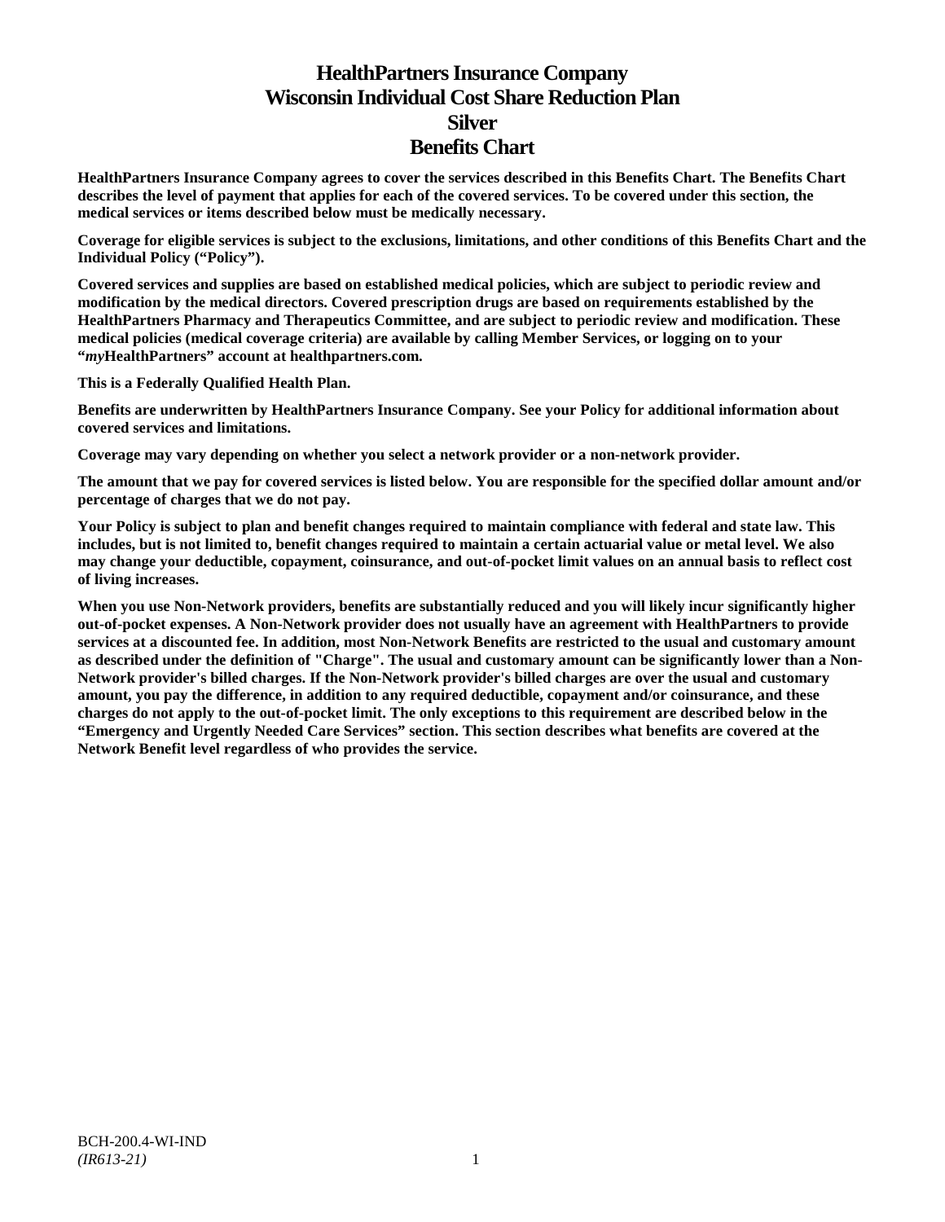# HealthPartners Insurance Company
# Wisconsin Individual Cost Share Reduction Plan
# Silver
# Benefits Chart

**HealthPartners Insurance Company agrees to cover the services described in this Benefits Chart. The Benefits Chart describes the level of payment that applies for each of the covered services. To be covered under this section, the medical services or items described below must be medically necessary.**

**Coverage for eligible services is subject to the exclusions, limitations, and other conditions of this Benefits Chart and the Individual Policy ("Policy").**

**Covered services and supplies are based on established medical policies, which are subject to periodic review and modification by the medical directors. Covered prescription drugs are based on requirements established by the HealthPartners Pharmacy and Therapeutics Committee, and are subject to periodic review and modification. These medical policies (medical coverage criteria) are available by calling Member Services, or logging on to your "*my*HealthPartners" account at healthpartners.com.**

**This is a Federally Qualified Health Plan.**

**Benefits are underwritten by HealthPartners Insurance Company. See your Policy for additional information about covered services and limitations.**

**Coverage may vary depending on whether you select a network provider or a non-network provider.**

**The amount that we pay for covered services is listed below. You are responsible for the specified dollar amount and/or percentage of charges that we do not pay.**

**Your Policy is subject to plan and benefit changes required to maintain compliance with federal and state law. This includes, but is not limited to, benefit changes required to maintain a certain actuarial value or metal level. We also may change your deductible, copayment, coinsurance, and out-of-pocket limit values on an annual basis to reflect cost of living increases.**

**When you use Non-Network providers, benefits are substantially reduced and you will likely incur significantly higher out-of-pocket expenses. A Non-Network provider does not usually have an agreement with HealthPartners to provide services at a discounted fee. In addition, most Non-Network Benefits are restricted to the usual and customary amount as described under the definition of "Charge". The usual and customary amount can be significantly lower than a Non-Network provider's billed charges. If the Non-Network provider's billed charges are over the usual and customary amount, you pay the difference, in addition to any required deductible, copayment and/or coinsurance, and these charges do not apply to the out-of-pocket limit. The only exceptions to this requirement are described below in the "Emergency and Urgently Needed Care Services" section. This section describes what benefits are covered at the Network Benefit level regardless of who provides the service.**

BCH-200.4-WI-IND
*(IR613-21)*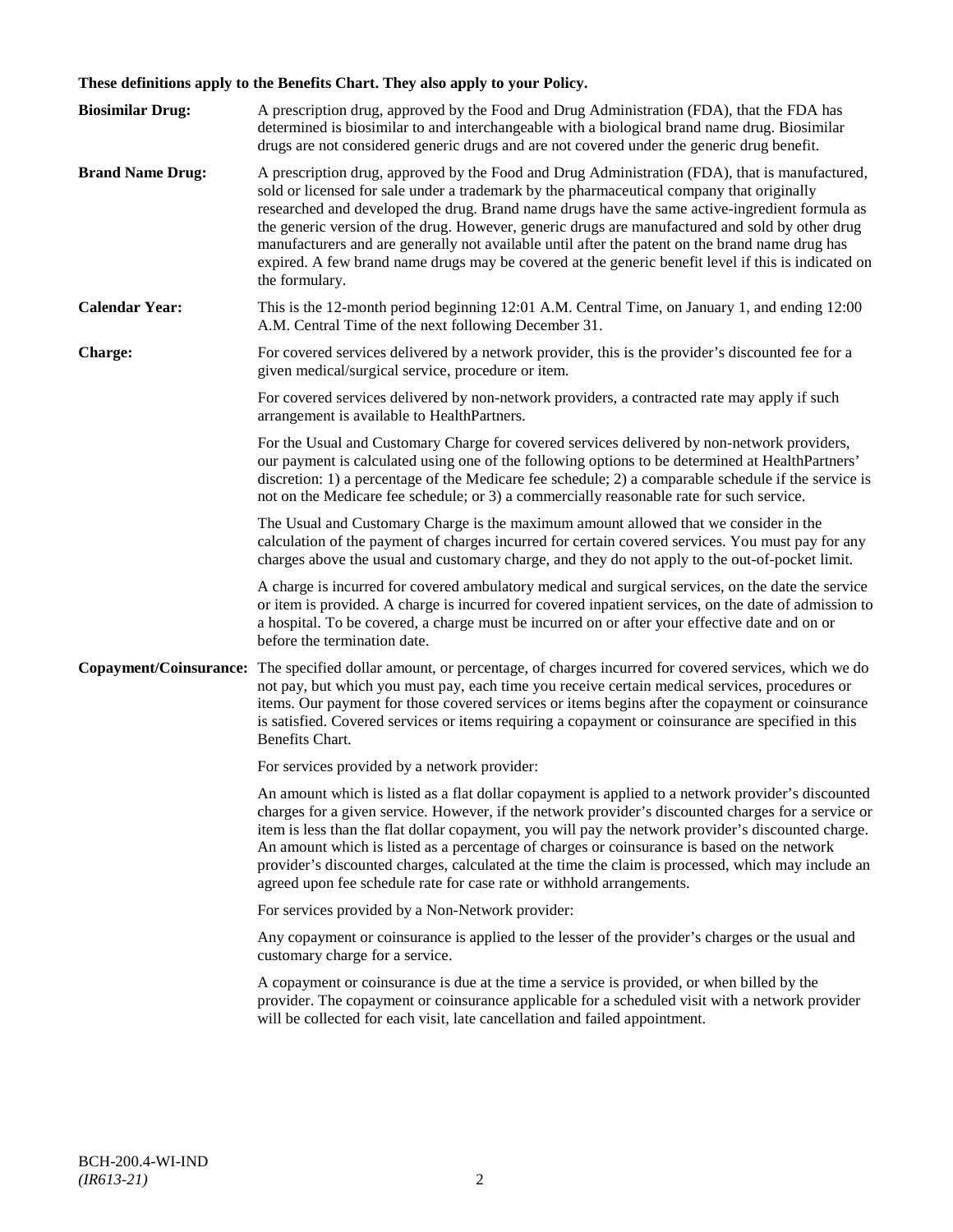**These definitions apply to the Benefits Chart. They also apply to your Policy.**

**Biosimilar Drug:** A prescription drug, approved by the Food and Drug Administration (FDA), that the FDA has determined is biosimilar to and interchangeable with a biological brand name drug. Biosimilar drugs are not considered generic drugs and are not covered under the generic drug benefit.

**Brand Name Drug:** A prescription drug, approved by the Food and Drug Administration (FDA), that is manufactured, sold or licensed for sale under a trademark by the pharmaceutical company that originally researched and developed the drug. Brand name drugs have the same active-ingredient formula as the generic version of the drug. However, generic drugs are manufactured and sold by other drug manufacturers and are generally not available until after the patent on the brand name drug has expired. A few brand name drugs may be covered at the generic benefit level if this is indicated on the formulary.

**Calendar Year:** This is the 12-month period beginning 12:01 A.M. Central Time, on January 1, and ending 12:00 A.M. Central Time of the next following December 31.

**Charge:** For covered services delivered by a network provider, this is the provider's discounted fee for a given medical/surgical service, procedure or item.

For covered services delivered by non-network providers, a contracted rate may apply if such arrangement is available to HealthPartners.

For the Usual and Customary Charge for covered services delivered by non-network providers, our payment is calculated using one of the following options to be determined at HealthPartners' discretion: 1) a percentage of the Medicare fee schedule; 2) a comparable schedule if the service is not on the Medicare fee schedule; or 3) a commercially reasonable rate for such service.

The Usual and Customary Charge is the maximum amount allowed that we consider in the calculation of the payment of charges incurred for certain covered services. You must pay for any charges above the usual and customary charge, and they do not apply to the out-of-pocket limit.

A charge is incurred for covered ambulatory medical and surgical services, on the date the service or item is provided. A charge is incurred for covered inpatient services, on the date of admission to a hospital. To be covered, a charge must be incurred on or after your effective date and on or before the termination date.

**Copayment/Coinsurance:** The specified dollar amount, or percentage, of charges incurred for covered services, which we do not pay, but which you must pay, each time you receive certain medical services, procedures or items. Our payment for those covered services or items begins after the copayment or coinsurance is satisfied. Covered services or items requiring a copayment or coinsurance are specified in this Benefits Chart.

For services provided by a network provider:

An amount which is listed as a flat dollar copayment is applied to a network provider's discounted charges for a given service. However, if the network provider's discounted charges for a service or item is less than the flat dollar copayment, you will pay the network provider's discounted charge. An amount which is listed as a percentage of charges or coinsurance is based on the network provider's discounted charges, calculated at the time the claim is processed, which may include an agreed upon fee schedule rate for case rate or withhold arrangements.

For services provided by a Non-Network provider:

Any copayment or coinsurance is applied to the lesser of the provider's charges or the usual and customary charge for a service.

A copayment or coinsurance is due at the time a service is provided, or when billed by the provider. The copayment or coinsurance applicable for a scheduled visit with a network provider will be collected for each visit, late cancellation and failed appointment.

BCH-200.4-WI-IND
*(IR613-21)*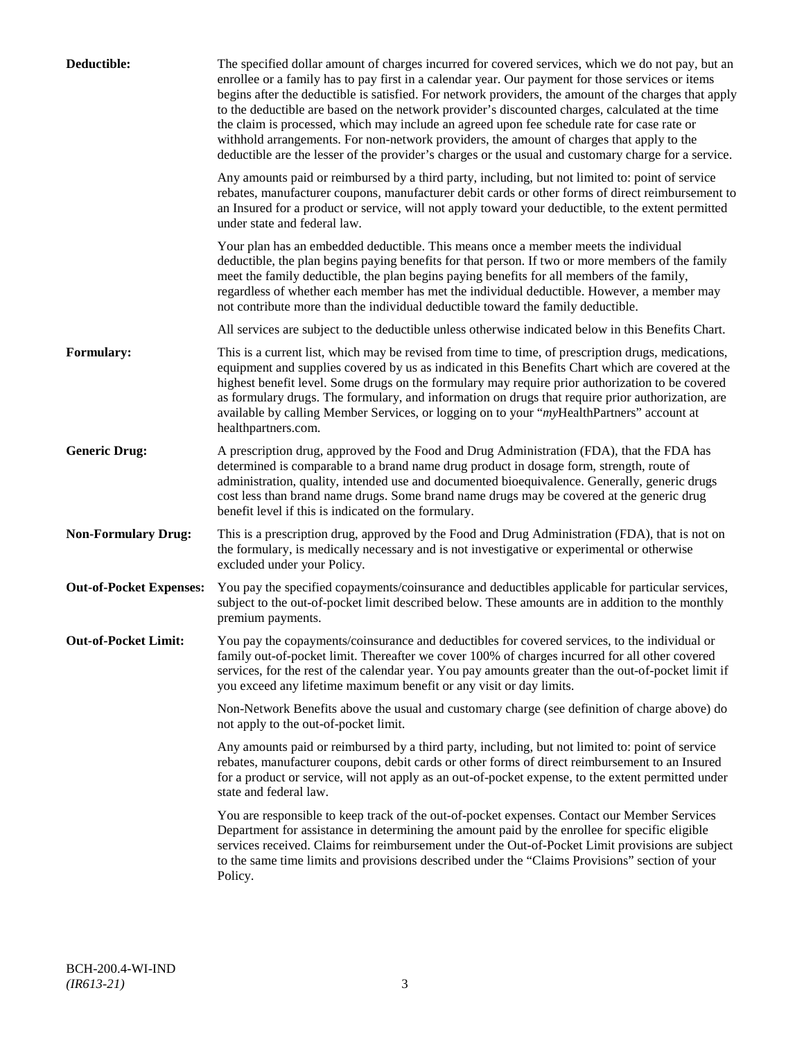**Deductible:** The specified dollar amount of charges incurred for covered services, which we do not pay, but an enrollee or a family has to pay first in a calendar year. Our payment for those services or items begins after the deductible is satisfied. For network providers, the amount of the charges that apply to the deductible are based on the network provider's discounted charges, calculated at the time the claim is processed, which may include an agreed upon fee schedule rate for case rate or withhold arrangements. For non-network providers, the amount of charges that apply to the deductible are the lesser of the provider's charges or the usual and customary charge for a service.

Any amounts paid or reimbursed by a third party, including, but not limited to: point of service rebates, manufacturer coupons, manufacturer debit cards or other forms of direct reimbursement to an Insured for a product or service, will not apply toward your deductible, to the extent permitted under state and federal law.

Your plan has an embedded deductible. This means once a member meets the individual deductible, the plan begins paying benefits for that person. If two or more members of the family meet the family deductible, the plan begins paying benefits for all members of the family, regardless of whether each member has met the individual deductible. However, a member may not contribute more than the individual deductible toward the family deductible.

All services are subject to the deductible unless otherwise indicated below in this Benefits Chart.

**Formulary:** This is a current list, which may be revised from time to time, of prescription drugs, medications, equipment and supplies covered by us as indicated in this Benefits Chart which are covered at the highest benefit level. Some drugs on the formulary may require prior authorization to be covered as formulary drugs. The formulary, and information on drugs that require prior authorization, are available by calling Member Services, or logging on to your "*my*HealthPartners" account at healthpartners.com.

**Generic Drug:** A prescription drug, approved by the Food and Drug Administration (FDA), that the FDA has determined is comparable to a brand name drug product in dosage form, strength, route of administration, quality, intended use and documented bioequivalence. Generally, generic drugs cost less than brand name drugs. Some brand name drugs may be covered at the generic drug benefit level if this is indicated on the formulary.

**Non-Formulary Drug:** This is a prescription drug, approved by the Food and Drug Administration (FDA), that is not on the formulary, is medically necessary and is not investigative or experimental or otherwise excluded under your Policy.

**Out-of-Pocket Expenses:** You pay the specified copayments/coinsurance and deductibles applicable for particular services, subject to the out-of-pocket limit described below. These amounts are in addition to the monthly premium payments.

**Out-of-Pocket Limit:** You pay the copayments/coinsurance and deductibles for covered services, to the individual or family out-of-pocket limit. Thereafter we cover 100% of charges incurred for all other covered services, for the rest of the calendar year. You pay amounts greater than the out-of-pocket limit if you exceed any lifetime maximum benefit or any visit or day limits.

Non-Network Benefits above the usual and customary charge (see definition of charge above) do not apply to the out-of-pocket limit.

Any amounts paid or reimbursed by a third party, including, but not limited to: point of service rebates, manufacturer coupons, debit cards or other forms of direct reimbursement to an Insured for a product or service, will not apply as an out-of-pocket expense, to the extent permitted under state and federal law.

You are responsible to keep track of the out-of-pocket expenses. Contact our Member Services Department for assistance in determining the amount paid by the enrollee for specific eligible services received. Claims for reimbursement under the Out-of-Pocket Limit provisions are subject to the same time limits and provisions described under the "Claims Provisions" section of your Policy.

BCH-200.4-WI-IND
*(IR613-21)*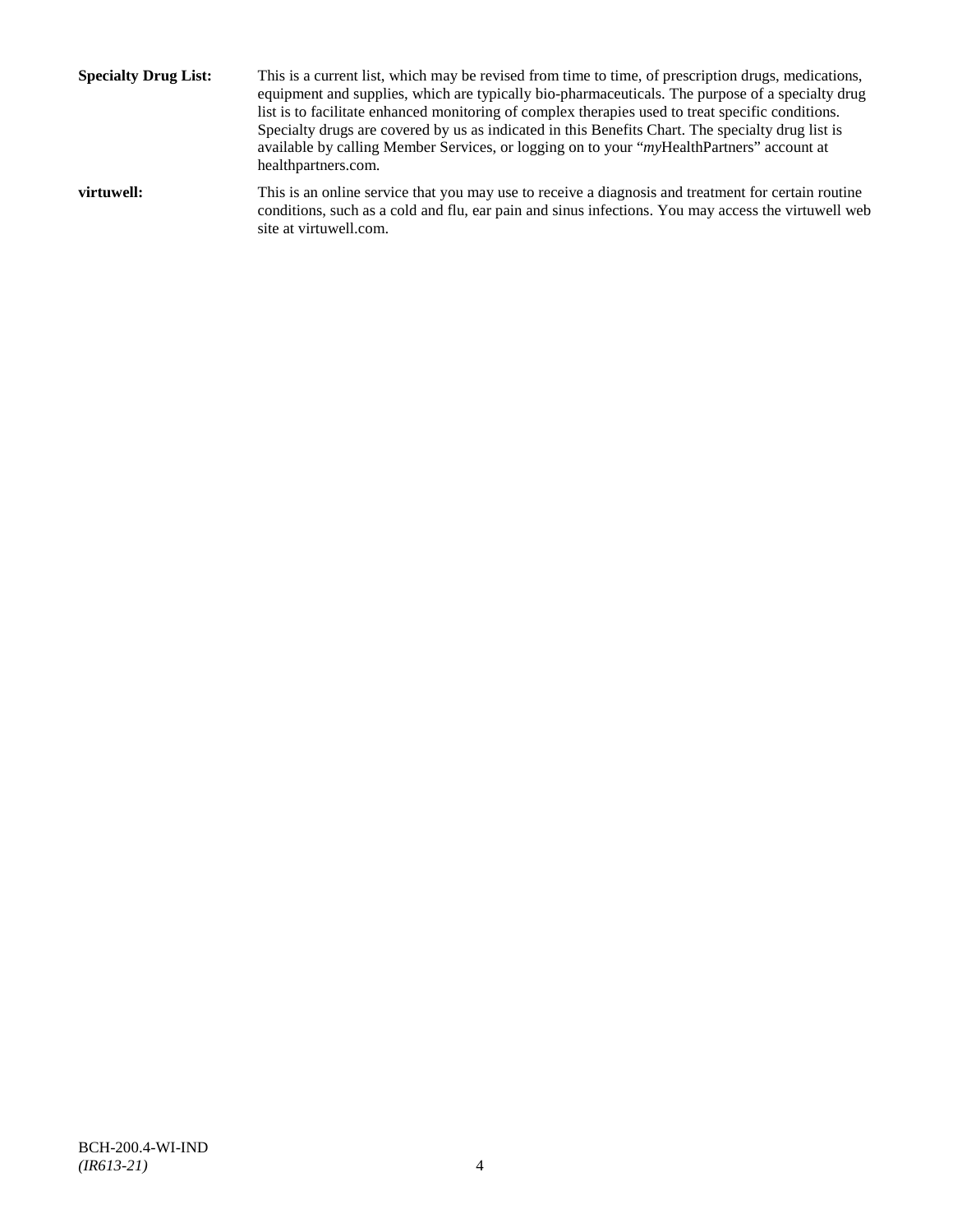**Specialty Drug List:** This is a current list, which may be revised from time to time, of prescription drugs, medications, equipment and supplies, which are typically bio-pharmaceuticals. The purpose of a specialty drug list is to facilitate enhanced monitoring of complex therapies used to treat specific conditions. Specialty drugs are covered by us as indicated in this Benefits Chart. The specialty drug list is available by calling Member Services, or logging on to your "*my*HealthPartners" account at healthpartners.com.

**virtuwell:** This is an online service that you may use to receive a diagnosis and treatment for certain routine conditions, such as a cold and flu, ear pain and sinus infections. You may access the virtuwell web site at virtuwell.com.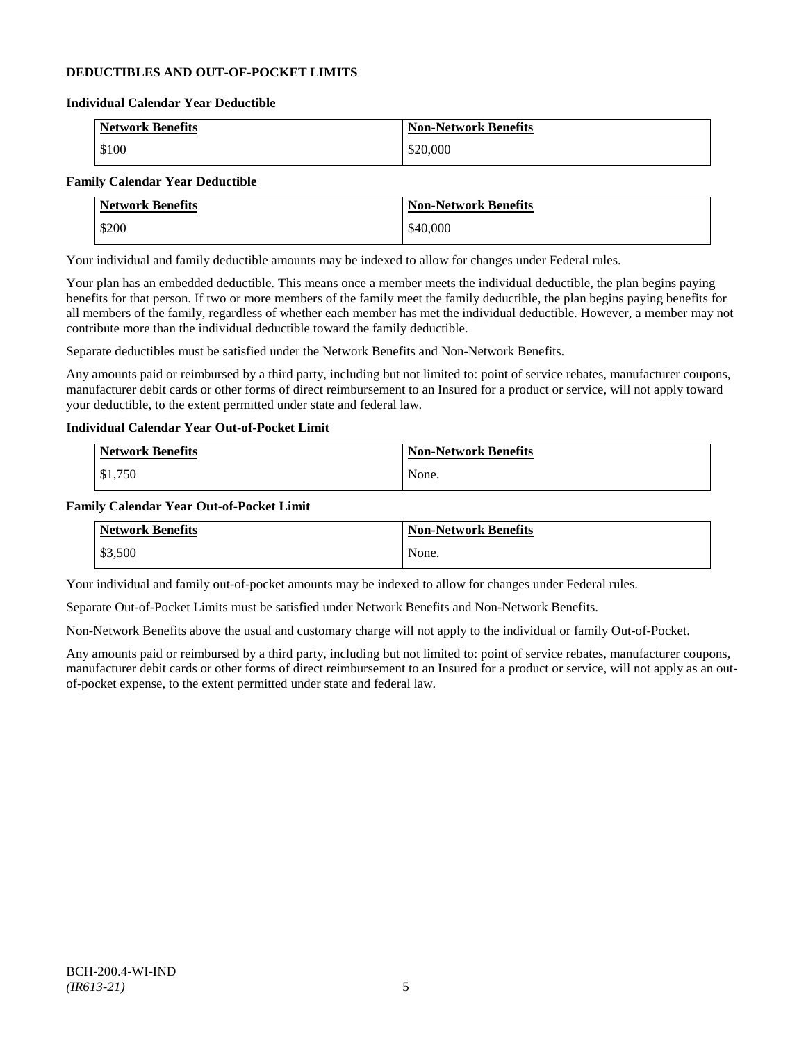## DEDUCTIBLES AND OUT-OF-POCKET LIMITS

### Individual Calendar Year Deductible

| Network Benefits | Non-Network Benefits |
|---|---|
| $100 | $20,000 |

### Family Calendar Year Deductible

| Network Benefits | Non-Network Benefits |
|---|---|
| $200 | $40,000 |

Your individual and family deductible amounts may be indexed to allow for changes under Federal rules.

Your plan has an embedded deductible. This means once a member meets the individual deductible, the plan begins paying benefits for that person. If two or more members of the family meet the family deductible, the plan begins paying benefits for all members of the family, regardless of whether each member has met the individual deductible. However, a member may not contribute more than the individual deductible toward the family deductible.

Separate deductibles must be satisfied under the Network Benefits and Non-Network Benefits.

Any amounts paid or reimbursed by a third party, including but not limited to: point of service rebates, manufacturer coupons, manufacturer debit cards or other forms of direct reimbursement to an Insured for a product or service, will not apply toward your deductible, to the extent permitted under state and federal law.

### Individual Calendar Year Out-of-Pocket Limit

| Network Benefits | Non-Network Benefits |
|---|---|
| $1,750 | None. |

### Family Calendar Year Out-of-Pocket Limit

| Network Benefits | Non-Network Benefits |
|---|---|
| $3,500 | None. |

Your individual and family out-of-pocket amounts may be indexed to allow for changes under Federal rules.

Separate Out-of-Pocket Limits must be satisfied under Network Benefits and Non-Network Benefits.

Non-Network Benefits above the usual and customary charge will not apply to the individual or family Out-of-Pocket.

Any amounts paid or reimbursed by a third party, including but not limited to: point of service rebates, manufacturer coupons, manufacturer debit cards or other forms of direct reimbursement to an Insured for a product or service, will not apply as an out-of-pocket expense, to the extent permitted under state and federal law.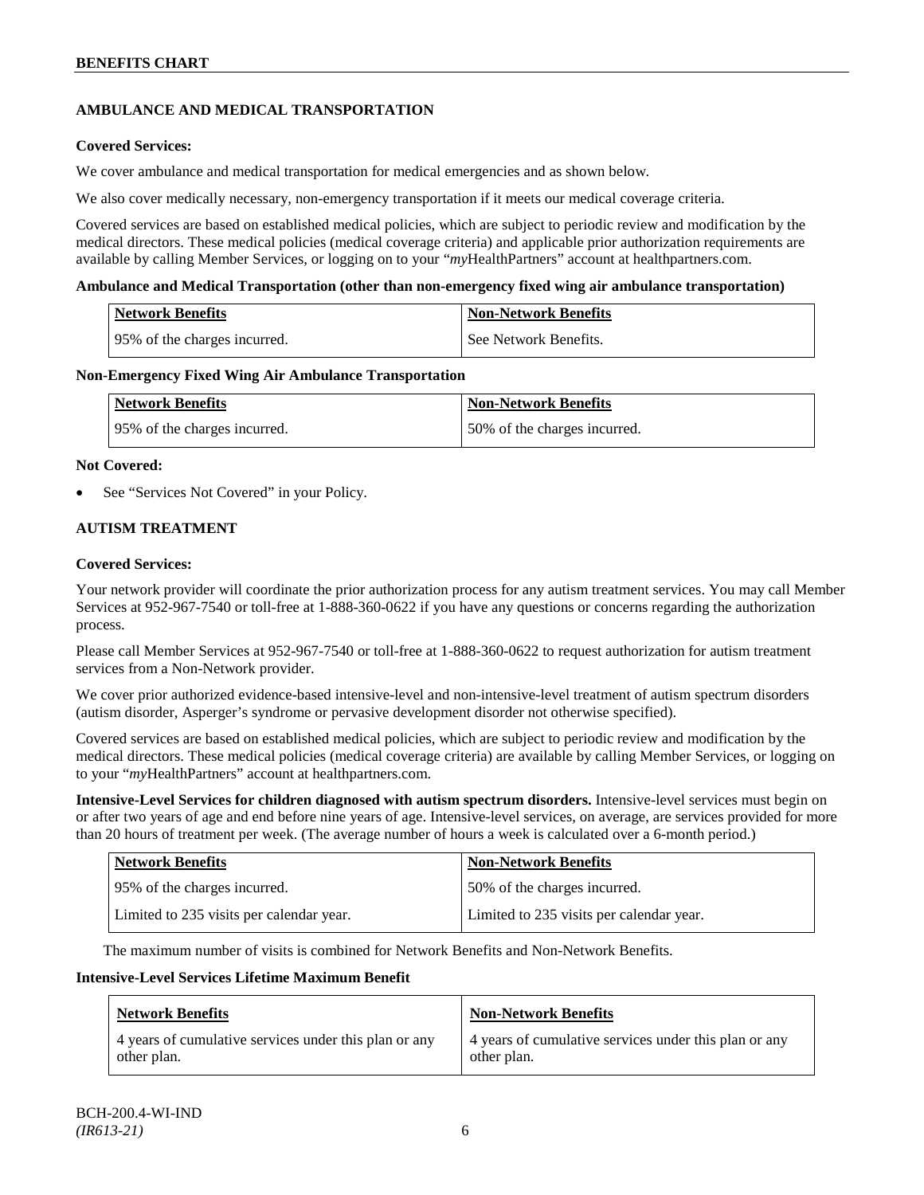## AMBULANCE AND MEDICAL TRANSPORTATION

**Covered Services:**

We cover ambulance and medical transportation for medical emergencies and as shown below.

We also cover medically necessary, non-emergency transportation if it meets our medical coverage criteria.

Covered services are based on established medical policies, which are subject to periodic review and modification by the medical directors. These medical policies (medical coverage criteria) and applicable prior authorization requirements are available by calling Member Services, or logging on to your "*my*HealthPartners" account at healthpartners.com.

**Ambulance and Medical Transportation (other than non-emergency fixed wing air ambulance transportation)**

| Network Benefits | Non-Network Benefits |
|---|---|
| 95% of the charges incurred. | See Network Benefits. |

**Non-Emergency Fixed Wing Air Ambulance Transportation**

| Network Benefits | Non-Network Benefits |
|---|---|
| 95% of the charges incurred. | 50% of the charges incurred. |

**Not Covered:**

- See "Services Not Covered" in your Policy.

## AUTISM TREATMENT

**Covered Services:**

Your network provider will coordinate the prior authorization process for any autism treatment services. You may call Member Services at 952-967-7540 or toll-free at 1-888-360-0622 if you have any questions or concerns regarding the authorization process.

Please call Member Services at 952-967-7540 or toll-free at 1-888-360-0622 to request authorization for autism treatment services from a Non-Network provider.

We cover prior authorized evidence-based intensive-level and non-intensive-level treatment of autism spectrum disorders (autism disorder, Asperger's syndrome or pervasive development disorder not otherwise specified).

Covered services are based on established medical policies, which are subject to periodic review and modification by the medical directors. These medical policies (medical coverage criteria) are available by calling Member Services, or logging on to your "*my*HealthPartners" account at healthpartners.com.

**Intensive-Level Services for children diagnosed with autism spectrum disorders.** Intensive-level services must begin on or after two years of age and end before nine years of age. Intensive-level services, on average, are services provided for more than 20 hours of treatment per week. (The average number of hours a week is calculated over a 6-month period.)

| Network Benefits | Non-Network Benefits |
|---|---|
| 95% of the charges incurred. | 50% of the charges incurred. |
| Limited to 235 visits per calendar year. | Limited to 235 visits per calendar year. |

The maximum number of visits is combined for Network Benefits and Non-Network Benefits.

**Intensive-Level Services Lifetime Maximum Benefit**

| Network Benefits | Non-Network Benefits |
|---|---|
| 4 years of cumulative services under this plan or any other plan. | 4 years of cumulative services under this plan or any other plan. |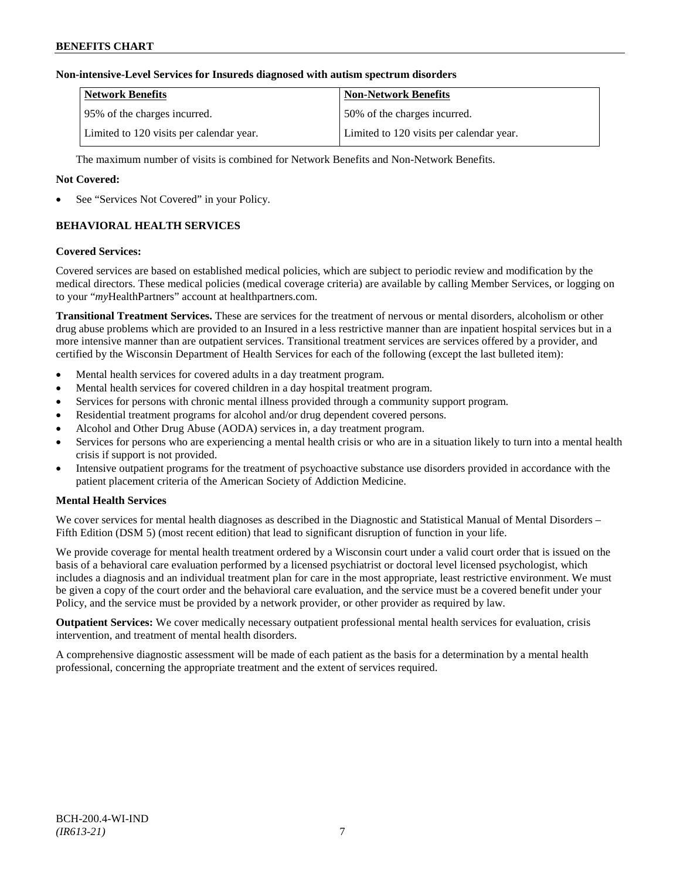**Non-intensive-Level Services for Insureds diagnosed with autism spectrum disorders**

| Network Benefits | Non-Network Benefits |
|---|---|
| 95% of the charges incurred. | 50% of the charges incurred. |
| Limited to 120 visits per calendar year. | Limited to 120 visits per calendar year. |

The maximum number of visits is combined for Network Benefits and Non-Network Benefits.

**Not Covered:**

- See "Services Not Covered" in your Policy.

## BEHAVIORAL HEALTH SERVICES

**Covered Services:**

Covered services are based on established medical policies, which are subject to periodic review and modification by the medical directors. These medical policies (medical coverage criteria) are available by calling Member Services, or logging on to your "*my*HealthPartners" account at healthpartners.com.

**Transitional Treatment Services.** These are services for the treatment of nervous or mental disorders, alcoholism or other drug abuse problems which are provided to an Insured in a less restrictive manner than are inpatient hospital services but in a more intensive manner than are outpatient services. Transitional treatment services are services offered by a provider, and certified by the Wisconsin Department of Health Services for each of the following (except the last bulleted item):

- Mental health services for covered adults in a day treatment program.
- Mental health services for covered children in a day hospital treatment program.
- Services for persons with chronic mental illness provided through a community support program.
- Residential treatment programs for alcohol and/or drug dependent covered persons.
- Alcohol and Other Drug Abuse (AODA) services in, a day treatment program.
- Services for persons who are experiencing a mental health crisis or who are in a situation likely to turn into a mental health crisis if support is not provided.
- Intensive outpatient programs for the treatment of psychoactive substance use disorders provided in accordance with the patient placement criteria of the American Society of Addiction Medicine.

**Mental Health Services**

We cover services for mental health diagnoses as described in the Diagnostic and Statistical Manual of Mental Disorders – Fifth Edition (DSM 5) (most recent edition) that lead to significant disruption of function in your life.

We provide coverage for mental health treatment ordered by a Wisconsin court under a valid court order that is issued on the basis of a behavioral care evaluation performed by a licensed psychiatrist or doctoral level licensed psychologist, which includes a diagnosis and an individual treatment plan for care in the most appropriate, least restrictive environment. We must be given a copy of the court order and the behavioral care evaluation, and the service must be a covered benefit under your Policy, and the service must be provided by a network provider, or other provider as required by law.

**Outpatient Services:** We cover medically necessary outpatient professional mental health services for evaluation, crisis intervention, and treatment of mental health disorders.

A comprehensive diagnostic assessment will be made of each patient as the basis for a determination by a mental health professional, concerning the appropriate treatment and the extent of services required.

BCH-200.4-WI-IND
*(IR613-21)*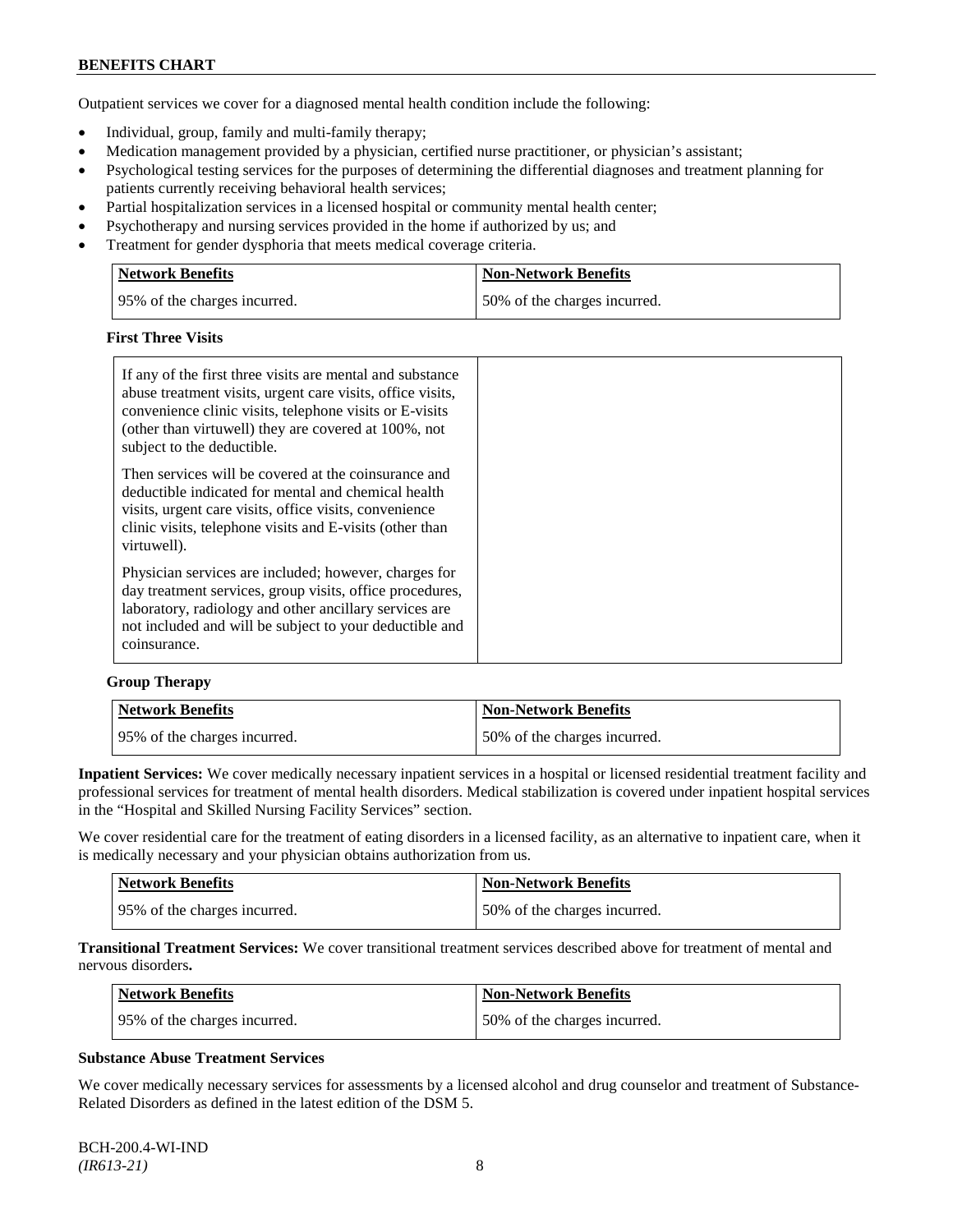Outpatient services we cover for a diagnosed mental health condition include the following:

- Individual, group, family and multi-family therapy;
- Medication management provided by a physician, certified nurse practitioner, or physician's assistant;
- Psychological testing services for the purposes of determining the differential diagnoses and treatment planning for patients currently receiving behavioral health services;
- Partial hospitalization services in a licensed hospital or community mental health center;
- Psychotherapy and nursing services provided in the home if authorized by us; and
- Treatment for gender dysphoria that meets medical coverage criteria.

| Network Benefits | Non-Network Benefits |
|---|---|
| 95% of the charges incurred. | 50% of the charges incurred. |

**First Three Visits**

| | |
|---|---|
| If any of the first three visits are mental and substance abuse treatment visits, urgent care visits, office visits, convenience clinic visits, telephone visits or E-visits (other than virtuwell) they are covered at 100%, not subject to the deductible.<br><br>Then services will be covered at the coinsurance and deductible indicated for mental and chemical health visits, urgent care visits, office visits, convenience clinic visits, telephone visits and E-visits (other than virtuwell).<br><br>Physician services are included; however, charges for day treatment services, group visits, office procedures, laboratory, radiology and other ancillary services are not included and will be subject to your deductible and coinsurance. | |

**Group Therapy**

| Network Benefits | Non-Network Benefits |
|---|---|
| 95% of the charges incurred. | 50% of the charges incurred. |

**Inpatient Services:** We cover medically necessary inpatient services in a hospital or licensed residential treatment facility and professional services for treatment of mental health disorders. Medical stabilization is covered under inpatient hospital services in the "Hospital and Skilled Nursing Facility Services" section.

We cover residential care for the treatment of eating disorders in a licensed facility, as an alternative to inpatient care, when it is medically necessary and your physician obtains authorization from us.

| Network Benefits | Non-Network Benefits |
|---|---|
| 95% of the charges incurred. | 50% of the charges incurred. |

**Transitional Treatment Services:** We cover transitional treatment services described above for treatment of mental and nervous disorders**.**

| Network Benefits | Non-Network Benefits |
|---|---|
| 95% of the charges incurred. | 50% of the charges incurred. |

**Substance Abuse Treatment Services**

We cover medically necessary services for assessments by a licensed alcohol and drug counselor and treatment of Substance-Related Disorders as defined in the latest edition of the DSM 5.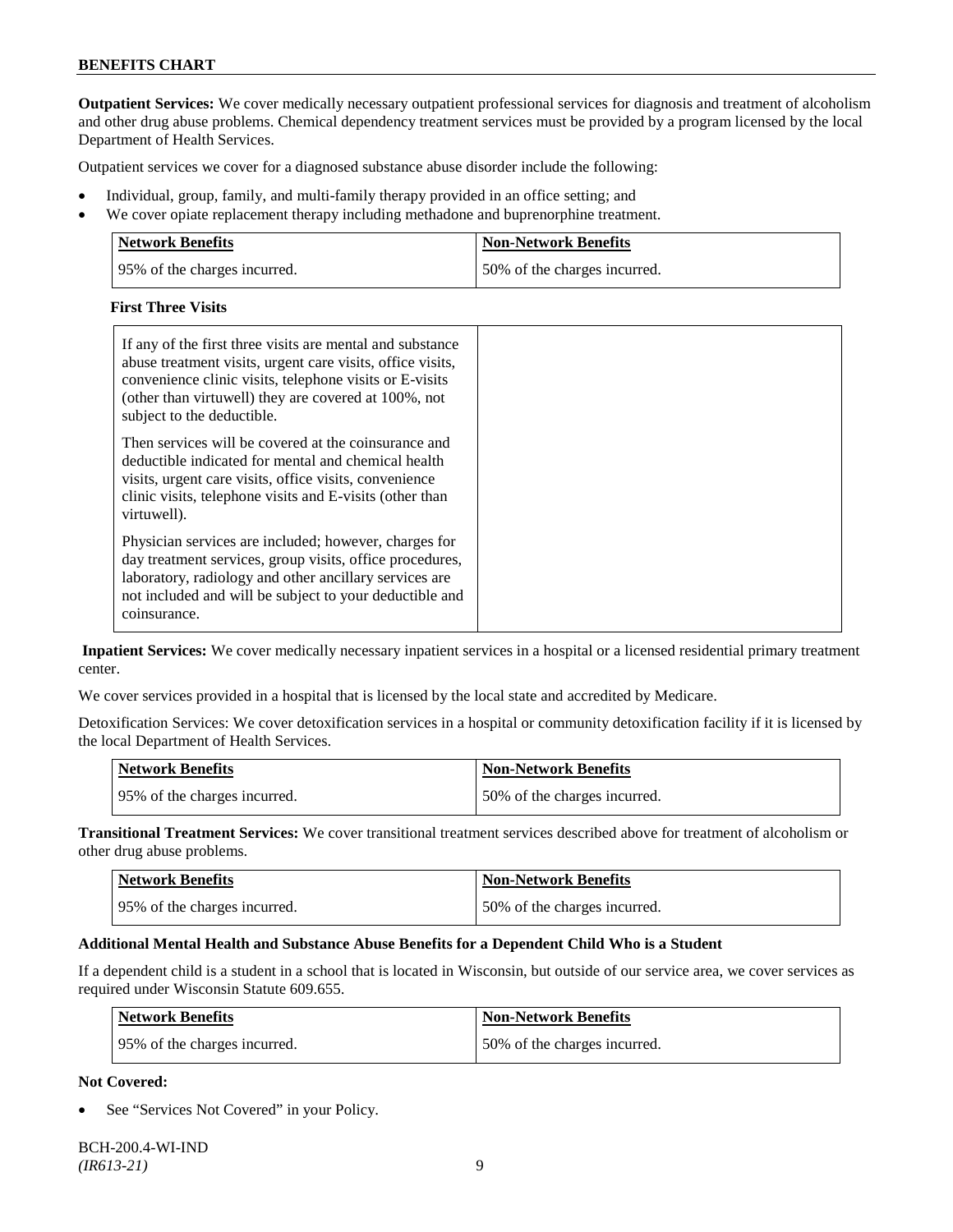**Outpatient Services:** We cover medically necessary outpatient professional services for diagnosis and treatment of alcoholism and other drug abuse problems. Chemical dependency treatment services must be provided by a program licensed by the local Department of Health Services.

Outpatient services we cover for a diagnosed substance abuse disorder include the following:

- Individual, group, family, and multi-family therapy provided in an office setting; and
- We cover opiate replacement therapy including methadone and buprenorphine treatment.

| Network Benefits | Non-Network Benefits |
| --- | --- |
| 95% of the charges incurred. | 50% of the charges incurred. |

**First Three Visits**

| | |
| --- | --- |
| If any of the first three visits are mental and substance abuse treatment visits, urgent care visits, office visits, convenience clinic visits, telephone visits or E-visits (other than virtuwell) they are covered at 100%, not subject to the deductible.<br><br>Then services will be covered at the coinsurance and deductible indicated for mental and chemical health visits, urgent care visits, office visits, convenience clinic visits, telephone visits and E-visits (other than virtuwell).<br><br>Physician services are included; however, charges for day treatment services, group visits, office procedures, laboratory, radiology and other ancillary services are not included and will be subject to your deductible and coinsurance. | |

**Inpatient Services:** We cover medically necessary inpatient services in a hospital or a licensed residential primary treatment center.

We cover services provided in a hospital that is licensed by the local state and accredited by Medicare.

Detoxification Services: We cover detoxification services in a hospital or community detoxification facility if it is licensed by the local Department of Health Services.

| Network Benefits | Non-Network Benefits |
| --- | --- |
| 95% of the charges incurred. | 50% of the charges incurred. |

**Transitional Treatment Services:** We cover transitional treatment services described above for treatment of alcoholism or other drug abuse problems.

| Network Benefits | Non-Network Benefits |
| --- | --- |
| 95% of the charges incurred. | 50% of the charges incurred. |

**Additional Mental Health and Substance Abuse Benefits for a Dependent Child Who is a Student**

If a dependent child is a student in a school that is located in Wisconsin, but outside of our service area, we cover services as required under Wisconsin Statute 609.655.

| Network Benefits | Non-Network Benefits |
| --- | --- |
| 95% of the charges incurred. | 50% of the charges incurred. |

**Not Covered:**

- See "Services Not Covered" in your Policy.

BCH-200.4-WI-IND
*(IR613-21)*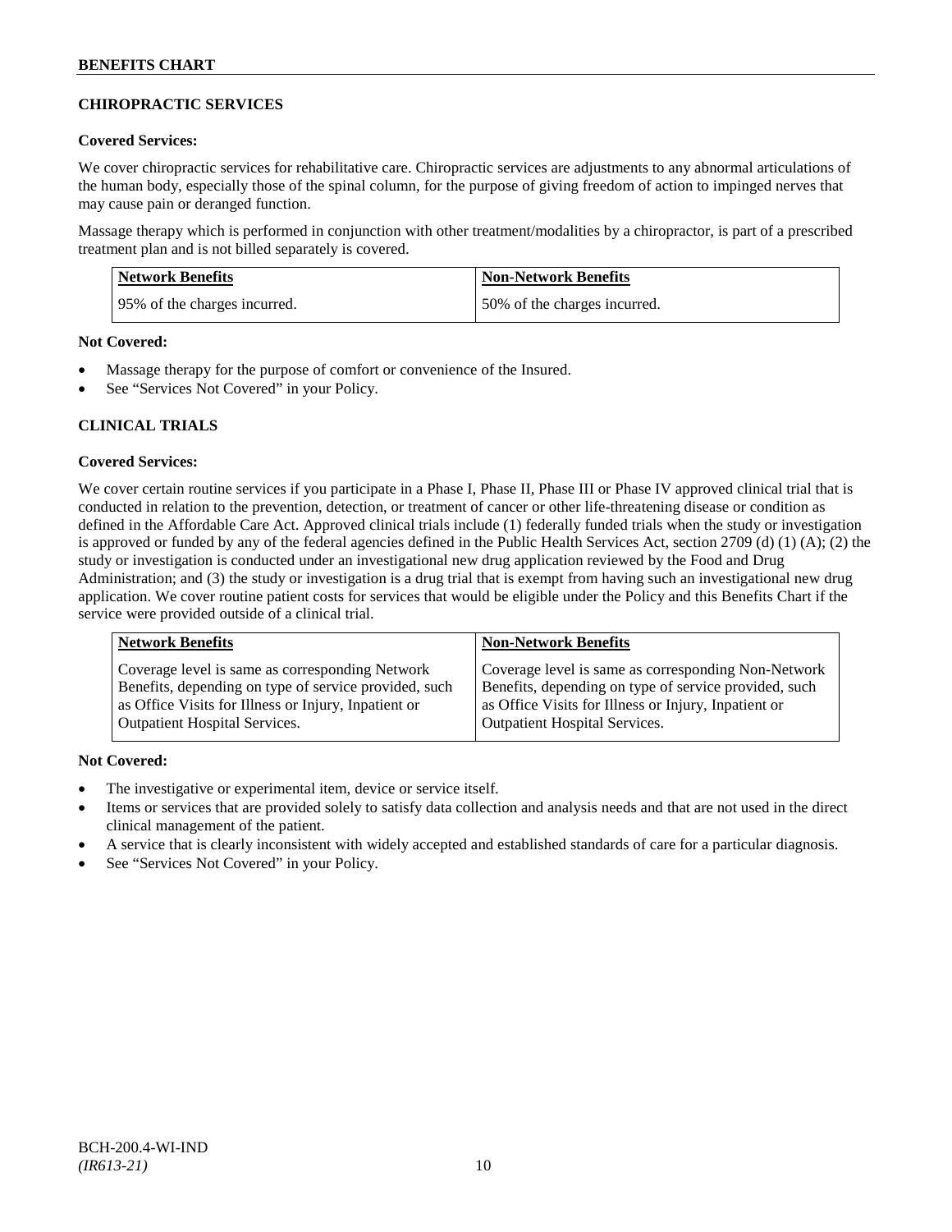## CHIROPRACTIC SERVICES

**Covered Services:**

We cover chiropractic services for rehabilitative care. Chiropractic services are adjustments to any abnormal articulations of the human body, especially those of the spinal column, for the purpose of giving freedom of action to impinged nerves that may cause pain or deranged function.

Massage therapy which is performed in conjunction with other treatment/modalities by a chiropractor, is part of a prescribed treatment plan and is not billed separately is covered.

| Network Benefits | Non-Network Benefits |
|---|---|
| 95% of the charges incurred. | 50% of the charges incurred. |

**Not Covered:**

- Massage therapy for the purpose of comfort or convenience of the Insured.
- See "Services Not Covered" in your Policy.

## CLINICAL TRIALS

**Covered Services:**

We cover certain routine services if you participate in a Phase I, Phase II, Phase III or Phase IV approved clinical trial that is conducted in relation to the prevention, detection, or treatment of cancer or other life-threatening disease or condition as defined in the Affordable Care Act. Approved clinical trials include (1) federally funded trials when the study or investigation is approved or funded by any of the federal agencies defined in the Public Health Services Act, section 2709 (d) (1) (A); (2) the study or investigation is conducted under an investigational new drug application reviewed by the Food and Drug Administration; and (3) the study or investigation is a drug trial that is exempt from having such an investigational new drug application. We cover routine patient costs for services that would be eligible under the Policy and this Benefits Chart if the service were provided outside of a clinical trial.

| Network Benefits | Non-Network Benefits |
|---|---|
| Coverage level is same as corresponding Network Benefits, depending on type of service provided, such as Office Visits for Illness or Injury, Inpatient or Outpatient Hospital Services. | Coverage level is same as corresponding Non-Network Benefits, depending on type of service provided, such as Office Visits for Illness or Injury, Inpatient or Outpatient Hospital Services. |

**Not Covered:**

- The investigative or experimental item, device or service itself.
- Items or services that are provided solely to satisfy data collection and analysis needs and that are not used in the direct clinical management of the patient.
- A service that is clearly inconsistent with widely accepted and established standards of care for a particular diagnosis.
- See "Services Not Covered" in your Policy.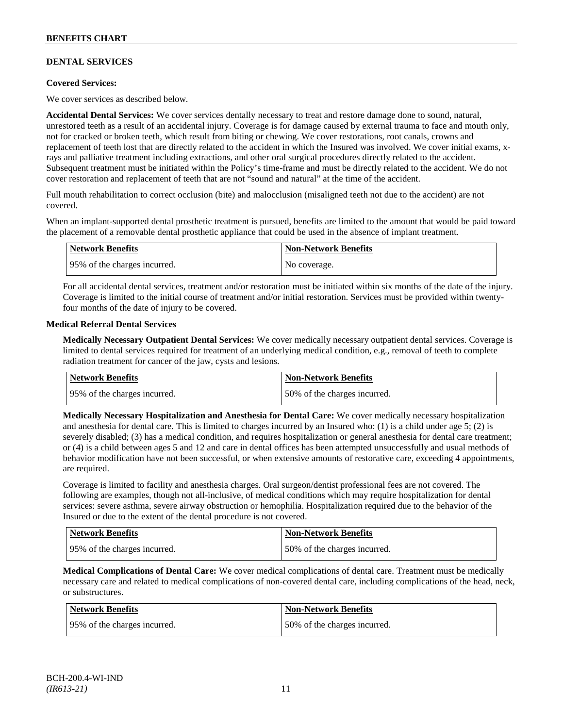## DENTAL SERVICES

**Covered Services:**

We cover services as described below.

**Accidental Dental Services:** We cover services dentally necessary to treat and restore damage done to sound, natural, unrestored teeth as a result of an accidental injury. Coverage is for damage caused by external trauma to face and mouth only, not for cracked or broken teeth, which result from biting or chewing. We cover restorations, root canals, crowns and replacement of teeth lost that are directly related to the accident in which the Insured was involved. We cover initial exams, x-rays and palliative treatment including extractions, and other oral surgical procedures directly related to the accident. Subsequent treatment must be initiated within the Policy's time-frame and must be directly related to the accident. We do not cover restoration and replacement of teeth that are not "sound and natural" at the time of the accident.

Full mouth rehabilitation to correct occlusion (bite) and malocclusion (misaligned teeth not due to the accident) are not covered.

When an implant-supported dental prosthetic treatment is pursued, benefits are limited to the amount that would be paid toward the placement of a removable dental prosthetic appliance that could be used in the absence of implant treatment.

| Network Benefits | Non-Network Benefits |
|---|---|
| 95% of the charges incurred. | No coverage. |

For all accidental dental services, treatment and/or restoration must be initiated within six months of the date of the injury. Coverage is limited to the initial course of treatment and/or initial restoration. Services must be provided within twenty-four months of the date of injury to be covered.

**Medical Referral Dental Services**

**Medically Necessary Outpatient Dental Services:** We cover medically necessary outpatient dental services. Coverage is limited to dental services required for treatment of an underlying medical condition, e.g., removal of teeth to complete radiation treatment for cancer of the jaw, cysts and lesions.

| Network Benefits | Non-Network Benefits |
|---|---|
| 95% of the charges incurred. | 50% of the charges incurred. |

**Medically Necessary Hospitalization and Anesthesia for Dental Care:** We cover medically necessary hospitalization and anesthesia for dental care. This is limited to charges incurred by an Insured who: (1) is a child under age 5; (2) is severely disabled; (3) has a medical condition, and requires hospitalization or general anesthesia for dental care treatment; or (4) is a child between ages 5 and 12 and care in dental offices has been attempted unsuccessfully and usual methods of behavior modification have not been successful, or when extensive amounts of restorative care, exceeding 4 appointments, are required.

Coverage is limited to facility and anesthesia charges. Oral surgeon/dentist professional fees are not covered. The following are examples, though not all-inclusive, of medical conditions which may require hospitalization for dental services: severe asthma, severe airway obstruction or hemophilia. Hospitalization required due to the behavior of the Insured or due to the extent of the dental procedure is not covered.

| Network Benefits | Non-Network Benefits |
|---|---|
| 95% of the charges incurred. | 50% of the charges incurred. |

**Medical Complications of Dental Care:** We cover medical complications of dental care. Treatment must be medically necessary care and related to medical complications of non-covered dental care, including complications of the head, neck, or substructures.

| Network Benefits | Non-Network Benefits |
|---|---|
| 95% of the charges incurred. | 50% of the charges incurred. |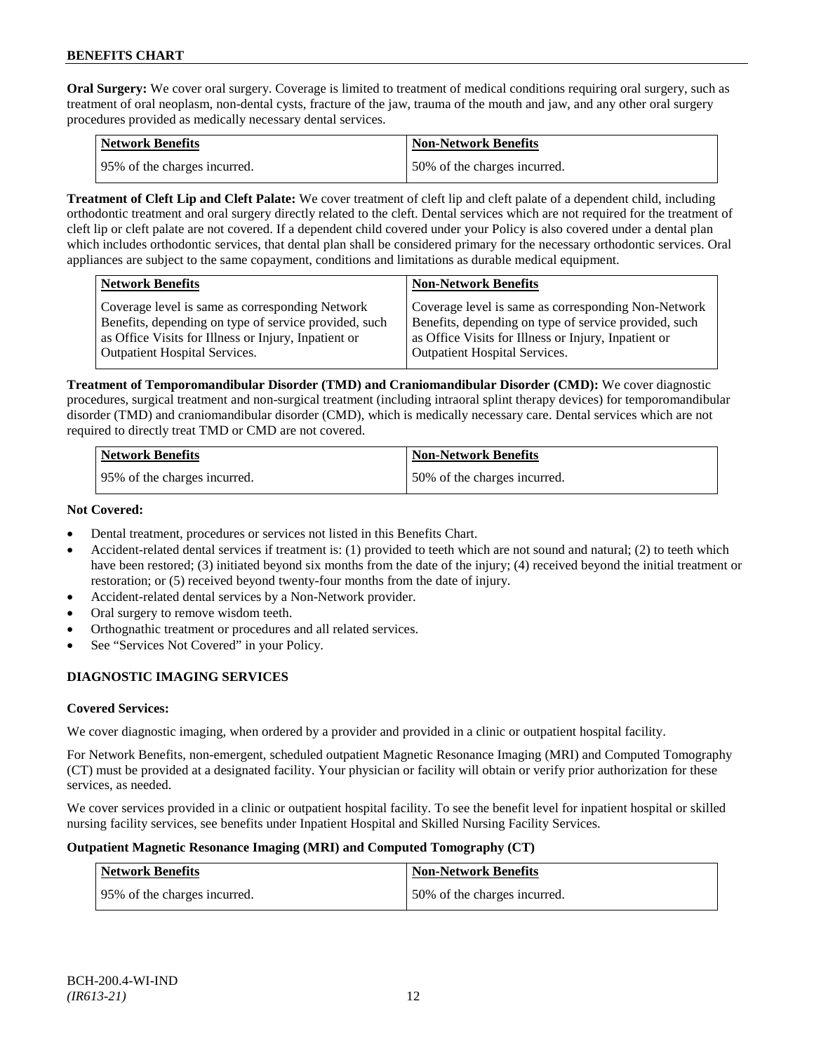**Oral Surgery:** We cover oral surgery. Coverage is limited to treatment of medical conditions requiring oral surgery, such as treatment of oral neoplasm, non-dental cysts, fracture of the jaw, trauma of the mouth and jaw, and any other oral surgery procedures provided as medically necessary dental services.

| Network Benefits | Non-Network Benefits |
|---|---|
| 95% of the charges incurred. | 50% of the charges incurred. |

**Treatment of Cleft Lip and Cleft Palate:** We cover treatment of cleft lip and cleft palate of a dependent child, including orthodontic treatment and oral surgery directly related to the cleft. Dental services which are not required for the treatment of cleft lip or cleft palate are not covered. If a dependent child covered under your Policy is also covered under a dental plan which includes orthodontic services, that dental plan shall be considered primary for the necessary orthodontic services. Oral appliances are subject to the same copayment, conditions and limitations as durable medical equipment.

| Network Benefits | Non-Network Benefits |
|---|---|
| Coverage level is same as corresponding Network Benefits, depending on type of service provided, such as Office Visits for Illness or Injury, Inpatient or Outpatient Hospital Services. | Coverage level is same as corresponding Non-Network Benefits, depending on type of service provided, such as Office Visits for Illness or Injury, Inpatient or Outpatient Hospital Services. |

**Treatment of Temporomandibular Disorder (TMD) and Craniomandibular Disorder (CMD):** We cover diagnostic procedures, surgical treatment and non-surgical treatment (including intraoral splint therapy devices) for temporomandibular disorder (TMD) and craniomandibular disorder (CMD), which is medically necessary care. Dental services which are not required to directly treat TMD or CMD are not covered.

| Network Benefits | Non-Network Benefits |
|---|---|
| 95% of the charges incurred. | 50% of the charges incurred. |

**Not Covered:**

- Dental treatment, procedures or services not listed in this Benefits Chart.
- Accident-related dental services if treatment is: (1) provided to teeth which are not sound and natural; (2) to teeth which have been restored; (3) initiated beyond six months from the date of the injury; (4) received beyond the initial treatment or restoration; or (5) received beyond twenty-four months from the date of injury.
- Accident-related dental services by a Non-Network provider.
- Oral surgery to remove wisdom teeth.
- Orthognathic treatment or procedures and all related services.
- See "Services Not Covered" in your Policy.

## DIAGNOSTIC IMAGING SERVICES

**Covered Services:**

We cover diagnostic imaging, when ordered by a provider and provided in a clinic or outpatient hospital facility.

For Network Benefits, non-emergent, scheduled outpatient Magnetic Resonance Imaging (MRI) and Computed Tomography (CT) must be provided at a designated facility. Your physician or facility will obtain or verify prior authorization for these services, as needed.

We cover services provided in a clinic or outpatient hospital facility. To see the benefit level for inpatient hospital or skilled nursing facility services, see benefits under Inpatient Hospital and Skilled Nursing Facility Services.

**Outpatient Magnetic Resonance Imaging (MRI) and Computed Tomography (CT)**

| Network Benefits | Non-Network Benefits |
|---|---|
| 95% of the charges incurred. | 50% of the charges incurred. |

BCH-200.4-WI-IND
*(IR613-21)*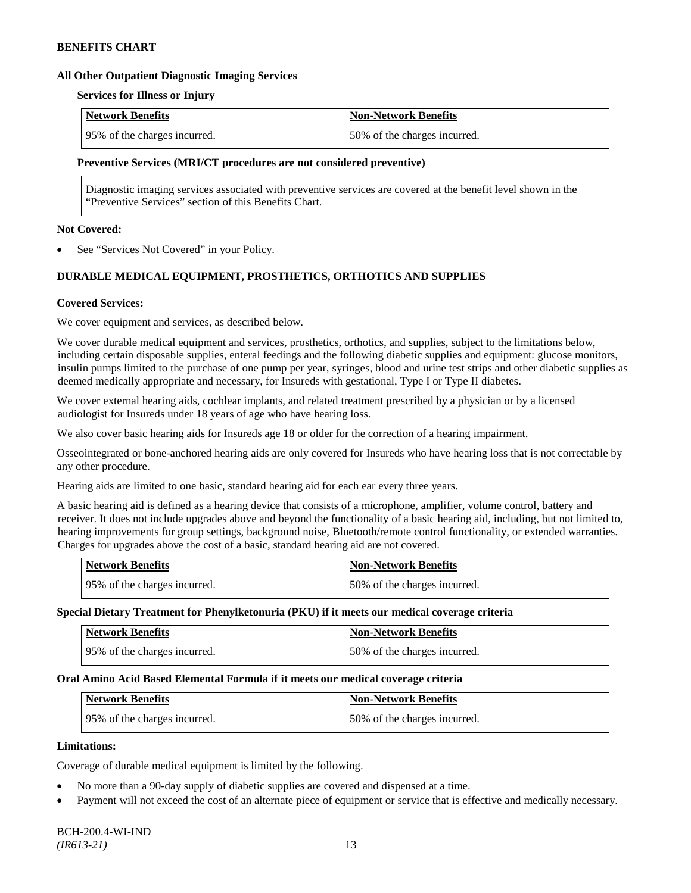### All Other Outpatient Diagnostic Imaging Services

**Services for Illness or Injury**

| Network Benefits | Non-Network Benefits |
|---|---|
| 95% of the charges incurred. | 50% of the charges incurred. |

**Preventive Services (MRI/CT procedures are not considered preventive)**

Diagnostic imaging services associated with preventive services are covered at the benefit level shown in the "Preventive Services" section of this Benefits Chart.

**Not Covered:**

- See "Services Not Covered" in your Policy.

### DURABLE MEDICAL EQUIPMENT, PROSTHETICS, ORTHOTICS AND SUPPLIES

**Covered Services:**

We cover equipment and services, as described below.

We cover durable medical equipment and services, prosthetics, orthotics, and supplies, subject to the limitations below, including certain disposable supplies, enteral feedings and the following diabetic supplies and equipment: glucose monitors, insulin pumps limited to the purchase of one pump per year, syringes, blood and urine test strips and other diabetic supplies as deemed medically appropriate and necessary, for Insureds with gestational, Type I or Type II diabetes.

We cover external hearing aids, cochlear implants, and related treatment prescribed by a physician or by a licensed audiologist for Insureds under 18 years of age who have hearing loss.

We also cover basic hearing aids for Insureds age 18 or older for the correction of a hearing impairment.

Osseointegrated or bone-anchored hearing aids are only covered for Insureds who have hearing loss that is not correctable by any other procedure.

Hearing aids are limited to one basic, standard hearing aid for each ear every three years.

A basic hearing aid is defined as a hearing device that consists of a microphone, amplifier, volume control, battery and receiver. It does not include upgrades above and beyond the functionality of a basic hearing aid, including, but not limited to, hearing improvements for group settings, background noise, Bluetooth/remote control functionality, or extended warranties. Charges for upgrades above the cost of a basic, standard hearing aid are not covered.

| Network Benefits | Non-Network Benefits |
|---|---|
| 95% of the charges incurred. | 50% of the charges incurred. |

**Special Dietary Treatment for Phenylketonuria (PKU) if it meets our medical coverage criteria**

| Network Benefits | Non-Network Benefits |
|---|---|
| 95% of the charges incurred. | 50% of the charges incurred. |

**Oral Amino Acid Based Elemental Formula if it meets our medical coverage criteria**

| Network Benefits | Non-Network Benefits |
|---|---|
| 95% of the charges incurred. | 50% of the charges incurred. |

**Limitations:**

Coverage of durable medical equipment is limited by the following.

- No more than a 90-day supply of diabetic supplies are covered and dispensed at a time.
- Payment will not exceed the cost of an alternate piece of equipment or service that is effective and medically necessary.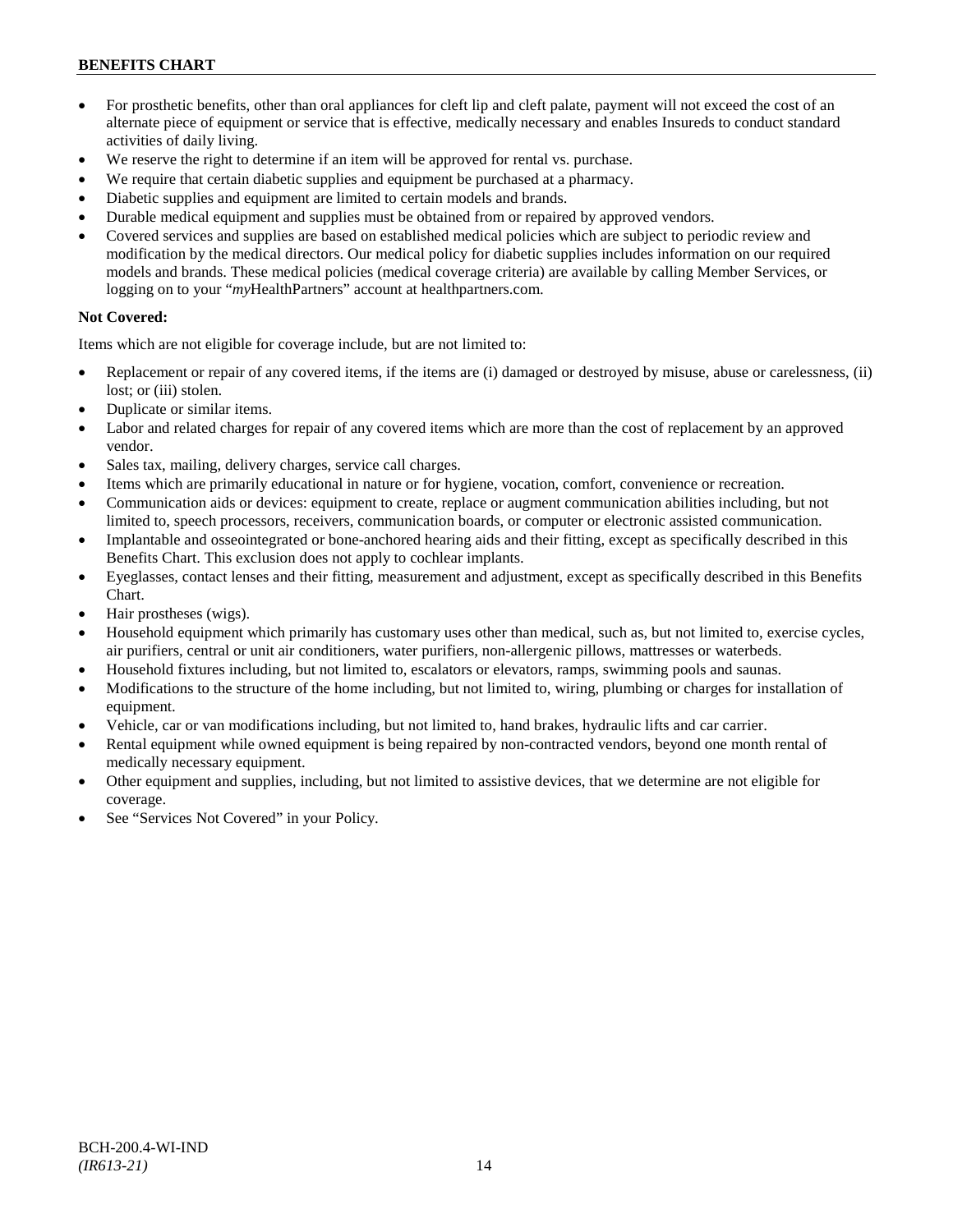- For prosthetic benefits, other than oral appliances for cleft lip and cleft palate, payment will not exceed the cost of an alternate piece of equipment or service that is effective, medically necessary and enables Insureds to conduct standard activities of daily living.
- We reserve the right to determine if an item will be approved for rental vs. purchase.
- We require that certain diabetic supplies and equipment be purchased at a pharmacy.
- Diabetic supplies and equipment are limited to certain models and brands.
- Durable medical equipment and supplies must be obtained from or repaired by approved vendors.
- Covered services and supplies are based on established medical policies which are subject to periodic review and modification by the medical directors. Our medical policy for diabetic supplies includes information on our required models and brands. These medical policies (medical coverage criteria) are available by calling Member Services, or logging on to your "*my*HealthPartners" account at healthpartners.com.

**Not Covered:**

Items which are not eligible for coverage include, but are not limited to:

- Replacement or repair of any covered items, if the items are (i) damaged or destroyed by misuse, abuse or carelessness, (ii) lost; or (iii) stolen.
- Duplicate or similar items.
- Labor and related charges for repair of any covered items which are more than the cost of replacement by an approved vendor.
- Sales tax, mailing, delivery charges, service call charges.
- Items which are primarily educational in nature or for hygiene, vocation, comfort, convenience or recreation.
- Communication aids or devices: equipment to create, replace or augment communication abilities including, but not limited to, speech processors, receivers, communication boards, or computer or electronic assisted communication.
- Implantable and osseointegrated or bone-anchored hearing aids and their fitting, except as specifically described in this Benefits Chart. This exclusion does not apply to cochlear implants.
- Eyeglasses, contact lenses and their fitting, measurement and adjustment, except as specifically described in this Benefits Chart.
- Hair prostheses (wigs).
- Household equipment which primarily has customary uses other than medical, such as, but not limited to, exercise cycles, air purifiers, central or unit air conditioners, water purifiers, non-allergenic pillows, mattresses or waterbeds.
- Household fixtures including, but not limited to, escalators or elevators, ramps, swimming pools and saunas.
- Modifications to the structure of the home including, but not limited to, wiring, plumbing or charges for installation of equipment.
- Vehicle, car or van modifications including, but not limited to, hand brakes, hydraulic lifts and car carrier.
- Rental equipment while owned equipment is being repaired by non-contracted vendors, beyond one month rental of medically necessary equipment.
- Other equipment and supplies, including, but not limited to assistive devices, that we determine are not eligible for coverage.
- See "Services Not Covered" in your Policy.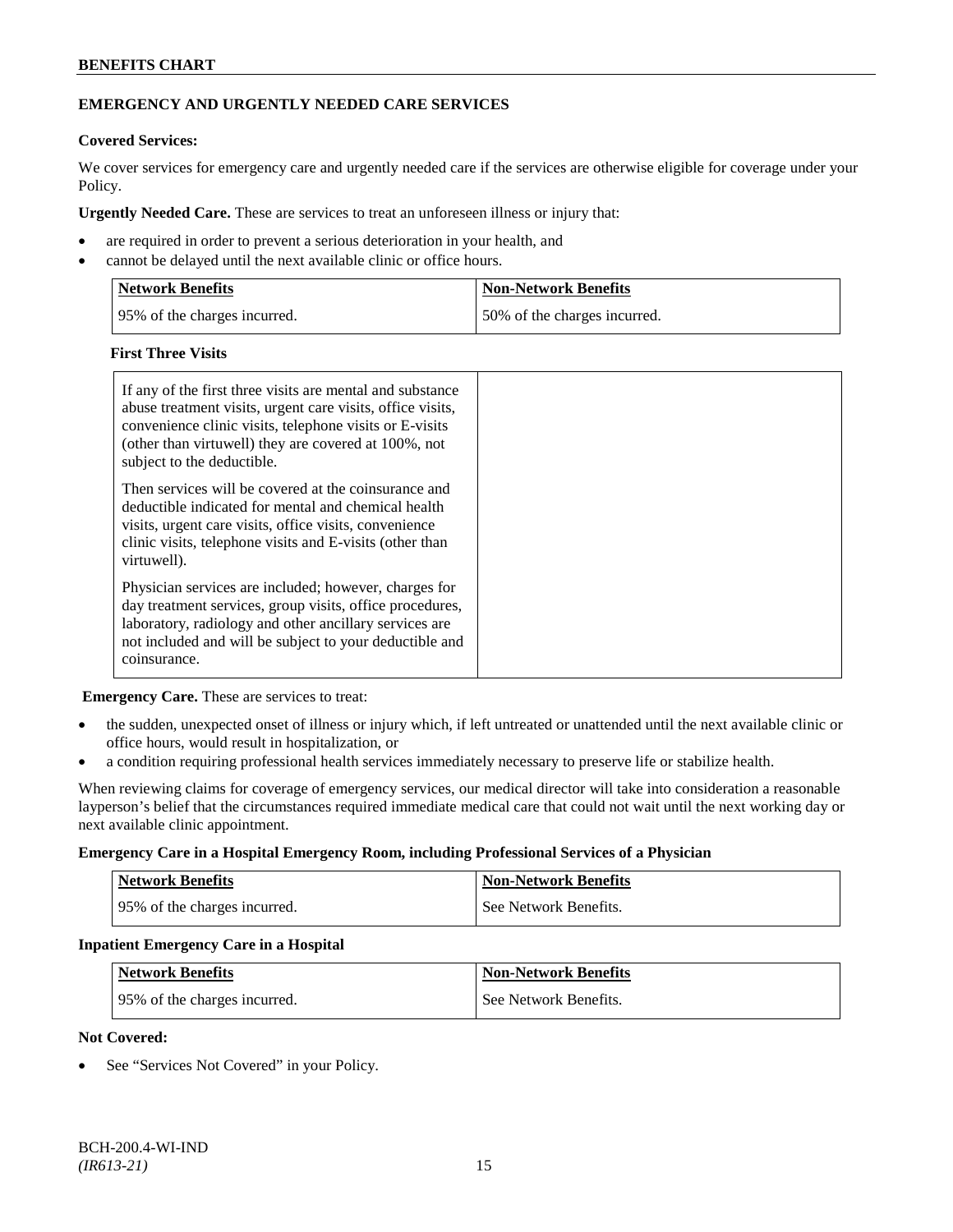## EMERGENCY AND URGENTLY NEEDED CARE SERVICES

**Covered Services:**

We cover services for emergency care and urgently needed care if the services are otherwise eligible for coverage under your Policy.

**Urgently Needed Care.** These are services to treat an unforeseen illness or injury that:

- are required in order to prevent a serious deterioration in your health, and
- cannot be delayed until the next available clinic or office hours.

| Network Benefits | Non-Network Benefits |
|---|---|
| 95% of the charges incurred. | 50% of the charges incurred. |

**First Three Visits**

| | |
|---|---|
| If any of the first three visits are mental and substance abuse treatment visits, urgent care visits, office visits, convenience clinic visits, telephone visits or E-visits (other than virtuwell) they are covered at 100%, not subject to the deductible.<br><br>Then services will be covered at the coinsurance and deductible indicated for mental and chemical health visits, urgent care visits, office visits, convenience clinic visits, telephone visits and E-visits (other than virtuwell).<br><br>Physician services are included; however, charges for day treatment services, group visits, office procedures, laboratory, radiology and other ancillary services are not included and will be subject to your deductible and coinsurance. | |

**Emergency Care.** These are services to treat:

- the sudden, unexpected onset of illness or injury which, if left untreated or unattended until the next available clinic or office hours, would result in hospitalization, or
- a condition requiring professional health services immediately necessary to preserve life or stabilize health.

When reviewing claims for coverage of emergency services, our medical director will take into consideration a reasonable layperson's belief that the circumstances required immediate medical care that could not wait until the next working day or next available clinic appointment.

**Emergency Care in a Hospital Emergency Room, including Professional Services of a Physician**

| Network Benefits | Non-Network Benefits |
|---|---|
| 95% of the charges incurred. | See Network Benefits. |

**Inpatient Emergency Care in a Hospital**

| Network Benefits | Non-Network Benefits |
|---|---|
| 95% of the charges incurred. | See Network Benefits. |

**Not Covered:**

- See "Services Not Covered" in your Policy.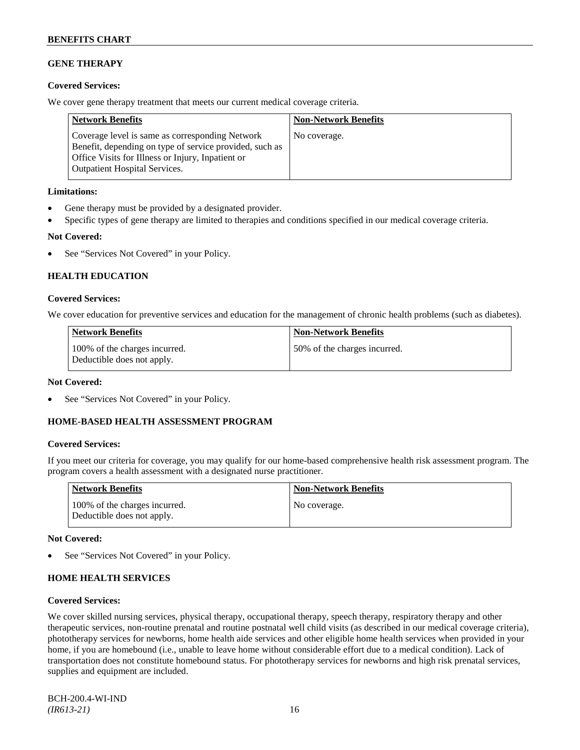## GENE THERAPY

**Covered Services:**

We cover gene therapy treatment that meets our current medical coverage criteria.

| Network Benefits | Non-Network Benefits |
|---|---|
| Coverage level is same as corresponding Network Benefit, depending on type of service provided, such as Office Visits for Illness or Injury, Inpatient or Outpatient Hospital Services. | No coverage. |

**Limitations:**

- Gene therapy must be provided by a designated provider.
- Specific types of gene therapy are limited to therapies and conditions specified in our medical coverage criteria.

**Not Covered:**

- See "Services Not Covered" in your Policy.

## HEALTH EDUCATION

**Covered Services:**

We cover education for preventive services and education for the management of chronic health problems (such as diabetes).

| Network Benefits | Non-Network Benefits |
|---|---|
| 100% of the charges incurred. Deductible does not apply. | 50% of the charges incurred. |

**Not Covered:**

- See "Services Not Covered" in your Policy.

## HOME-BASED HEALTH ASSESSMENT PROGRAM

**Covered Services:**

If you meet our criteria for coverage, you may qualify for our home-based comprehensive health risk assessment program. The program covers a health assessment with a designated nurse practitioner.

| Network Benefits | Non-Network Benefits |
|---|---|
| 100% of the charges incurred. Deductible does not apply. | No coverage. |

**Not Covered:**

- See "Services Not Covered" in your Policy.

## HOME HEALTH SERVICES

**Covered Services:**

We cover skilled nursing services, physical therapy, occupational therapy, speech therapy, respiratory therapy and other therapeutic services, non-routine prenatal and routine postnatal well child visits (as described in our medical coverage criteria), phototherapy services for newborns, home health aide services and other eligible home health services when provided in your home, if you are homebound (i.e., unable to leave home without considerable effort due to a medical condition). Lack of transportation does not constitute homebound status. For phototherapy services for newborns and high risk prenatal services, supplies and equipment are included.

BCH-200.4-WI-IND
*(IR613-21)*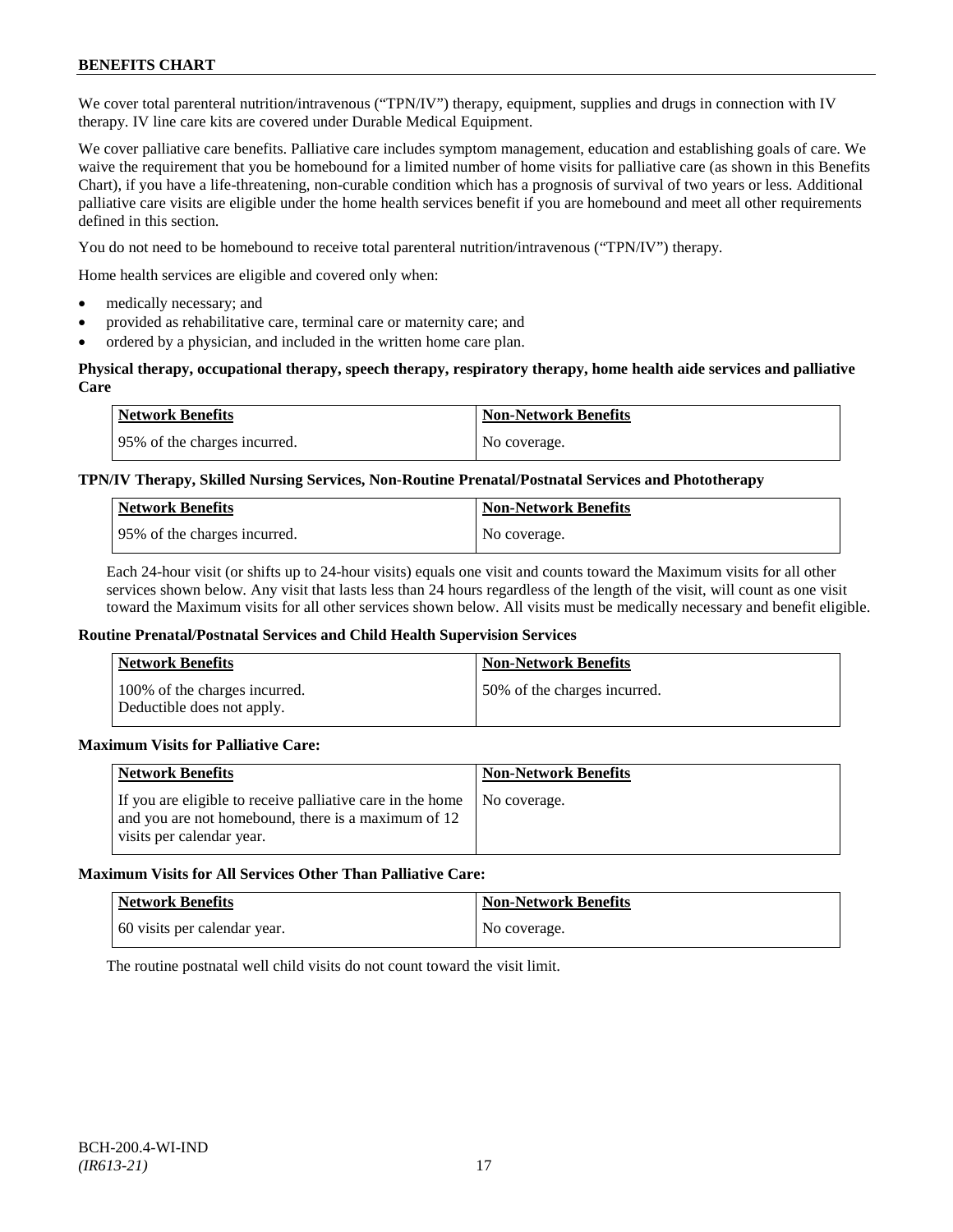We cover total parenteral nutrition/intravenous ("TPN/IV") therapy, equipment, supplies and drugs in connection with IV therapy. IV line care kits are covered under Durable Medical Equipment.

We cover palliative care benefits. Palliative care includes symptom management, education and establishing goals of care. We waive the requirement that you be homebound for a limited number of home visits for palliative care (as shown in this Benefits Chart), if you have a life-threatening, non-curable condition which has a prognosis of survival of two years or less. Additional palliative care visits are eligible under the home health services benefit if you are homebound and meet all other requirements defined in this section.

You do not need to be homebound to receive total parenteral nutrition/intravenous ("TPN/IV") therapy.

Home health services are eligible and covered only when:

- medically necessary; and
- provided as rehabilitative care, terminal care or maternity care; and
- ordered by a physician, and included in the written home care plan.

**Physical therapy, occupational therapy, speech therapy, respiratory therapy, home health aide services and palliative Care**

| Network Benefits | Non-Network Benefits |
|---|---|
| 95% of the charges incurred. | No coverage. |

**TPN/IV Therapy, Skilled Nursing Services, Non-Routine Prenatal/Postnatal Services and Phototherapy**

| Network Benefits | Non-Network Benefits |
|---|---|
| 95% of the charges incurred. | No coverage. |

Each 24-hour visit (or shifts up to 24-hour visits) equals one visit and counts toward the Maximum visits for all other services shown below. Any visit that lasts less than 24 hours regardless of the length of the visit, will count as one visit toward the Maximum visits for all other services shown below. All visits must be medically necessary and benefit eligible.

**Routine Prenatal/Postnatal Services and Child Health Supervision Services**

| Network Benefits | Non-Network Benefits |
|---|---|
| 100% of the charges incurred. Deductible does not apply. | 50% of the charges incurred. |

**Maximum Visits for Palliative Care:**

| Network Benefits | Non-Network Benefits |
|---|---|
| If you are eligible to receive palliative care in the home and you are not homebound, there is a maximum of 12 visits per calendar year. | No coverage. |

**Maximum Visits for All Services Other Than Palliative Care:**

| Network Benefits | Non-Network Benefits |
|---|---|
| 60 visits per calendar year. | No coverage. |

The routine postnatal well child visits do not count toward the visit limit.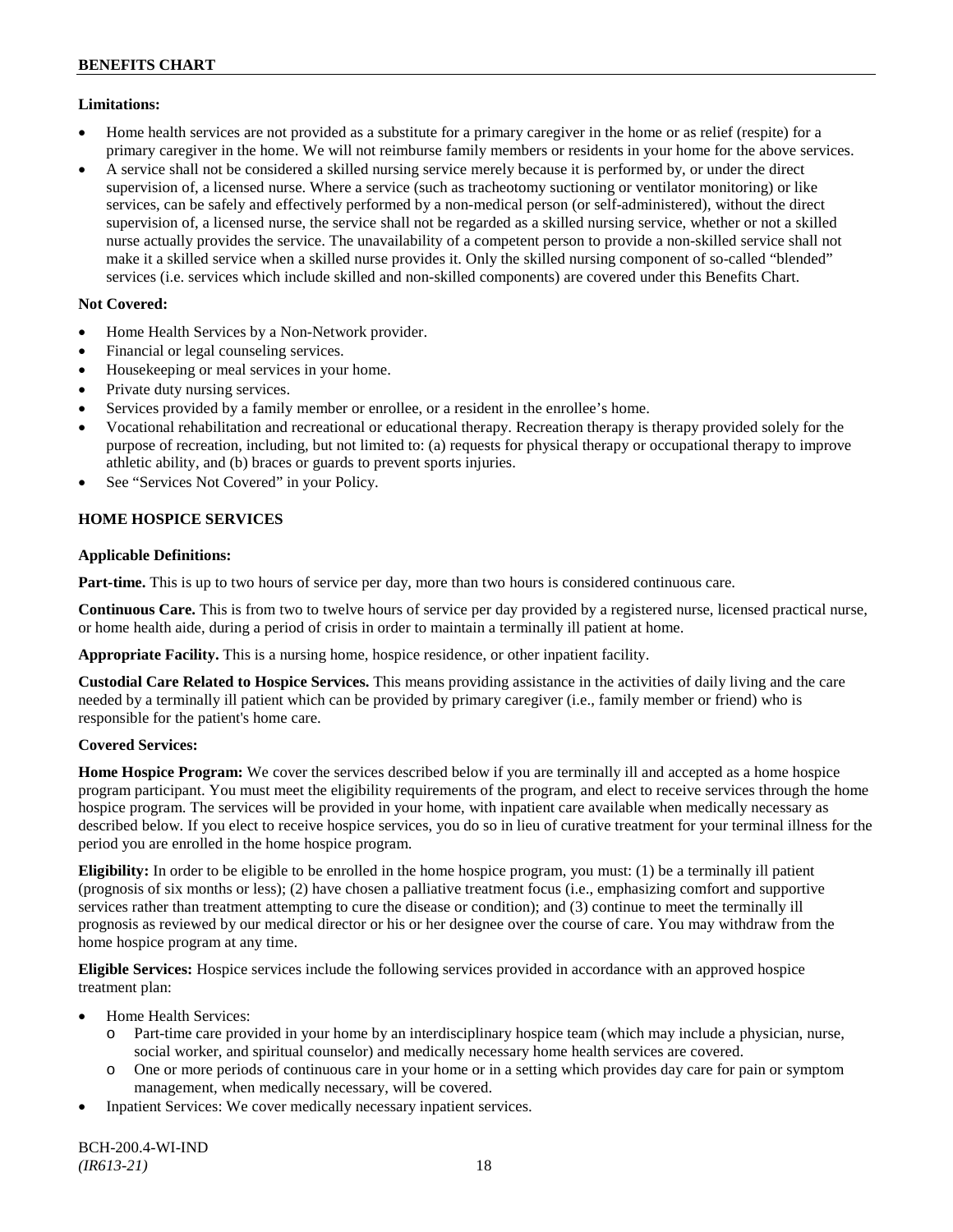**Limitations:**

- Home health services are not provided as a substitute for a primary caregiver in the home or as relief (respite) for a primary caregiver in the home. We will not reimburse family members or residents in your home for the above services.
- A service shall not be considered a skilled nursing service merely because it is performed by, or under the direct supervision of, a licensed nurse. Where a service (such as tracheotomy suctioning or ventilator monitoring) or like services, can be safely and effectively performed by a non-medical person (or self-administered), without the direct supervision of, a licensed nurse, the service shall not be regarded as a skilled nursing service, whether or not a skilled nurse actually provides the service. The unavailability of a competent person to provide a non-skilled service shall not make it a skilled service when a skilled nurse provides it. Only the skilled nursing component of so-called "blended" services (i.e. services which include skilled and non-skilled components) are covered under this Benefits Chart.

**Not Covered:**

- Home Health Services by a Non-Network provider.
- Financial or legal counseling services.
- Housekeeping or meal services in your home.
- Private duty nursing services.
- Services provided by a family member or enrollee, or a resident in the enrollee's home.
- Vocational rehabilitation and recreational or educational therapy. Recreation therapy is therapy provided solely for the purpose of recreation, including, but not limited to: (a) requests for physical therapy or occupational therapy to improve athletic ability, and (b) braces or guards to prevent sports injuries.
- See "Services Not Covered" in your Policy.

## HOME HOSPICE SERVICES

**Applicable Definitions:**

**Part-time.** This is up to two hours of service per day, more than two hours is considered continuous care.

**Continuous Care.** This is from two to twelve hours of service per day provided by a registered nurse, licensed practical nurse, or home health aide, during a period of crisis in order to maintain a terminally ill patient at home.

**Appropriate Facility.** This is a nursing home, hospice residence, or other inpatient facility.

**Custodial Care Related to Hospice Services.** This means providing assistance in the activities of daily living and the care needed by a terminally ill patient which can be provided by primary caregiver (i.e., family member or friend) who is responsible for the patient's home care.

**Covered Services:**

**Home Hospice Program:** We cover the services described below if you are terminally ill and accepted as a home hospice program participant. You must meet the eligibility requirements of the program, and elect to receive services through the home hospice program. The services will be provided in your home, with inpatient care available when medically necessary as described below. If you elect to receive hospice services, you do so in lieu of curative treatment for your terminal illness for the period you are enrolled in the home hospice program.

**Eligibility:** In order to be eligible to be enrolled in the home hospice program, you must: (1) be a terminally ill patient (prognosis of six months or less); (2) have chosen a palliative treatment focus (i.e., emphasizing comfort and supportive services rather than treatment attempting to cure the disease or condition); and (3) continue to meet the terminally ill prognosis as reviewed by our medical director or his or her designee over the course of care. You may withdraw from the home hospice program at any time.

**Eligible Services:** Hospice services include the following services provided in accordance with an approved hospice treatment plan:

- Home Health Services:
  - Part-time care provided in your home by an interdisciplinary hospice team (which may include a physician, nurse, social worker, and spiritual counselor) and medically necessary home health services are covered.
  - One or more periods of continuous care in your home or in a setting which provides day care for pain or symptom management, when medically necessary, will be covered.
- Inpatient Services: We cover medically necessary inpatient services.

BCH-200.4-WI-IND
*(IR613-21)*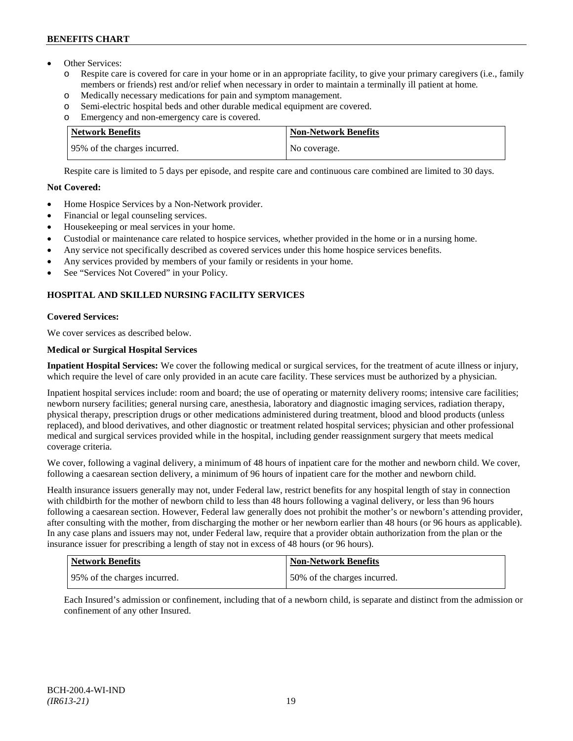- Other Services:
  - o Respite care is covered for care in your home or in an appropriate facility, to give your primary caregivers (i.e., family members or friends) rest and/or relief when necessary in order to maintain a terminally ill patient at home.
  - o Medically necessary medications for pain and symptom management.
  - o Semi-electric hospital beds and other durable medical equipment are covered.
  - o Emergency and non-emergency care is covered.

| Network Benefits | Non-Network Benefits |
|---|---|
| 95% of the charges incurred. | No coverage. |

Respite care is limited to 5 days per episode, and respite care and continuous care combined are limited to 30 days.

**Not Covered:**

- Home Hospice Services by a Non-Network provider.
- Financial or legal counseling services.
- Housekeeping or meal services in your home.
- Custodial or maintenance care related to hospice services, whether provided in the home or in a nursing home.
- Any service not specifically described as covered services under this home hospice services benefits.
- Any services provided by members of your family or residents in your home.
- See "Services Not Covered" in your Policy.

**HOSPITAL AND SKILLED NURSING FACILITY SERVICES**

**Covered Services:**

We cover services as described below.

**Medical or Surgical Hospital Services**

**Inpatient Hospital Services:** We cover the following medical or surgical services, for the treatment of acute illness or injury, which require the level of care only provided in an acute care facility. These services must be authorized by a physician.

Inpatient hospital services include: room and board; the use of operating or maternity delivery rooms; intensive care facilities; newborn nursery facilities; general nursing care, anesthesia, laboratory and diagnostic imaging services, radiation therapy, physical therapy, prescription drugs or other medications administered during treatment, blood and blood products (unless replaced), and blood derivatives, and other diagnostic or treatment related hospital services; physician and other professional medical and surgical services provided while in the hospital, including gender reassignment surgery that meets medical coverage criteria.

We cover, following a vaginal delivery, a minimum of 48 hours of inpatient care for the mother and newborn child. We cover, following a caesarean section delivery, a minimum of 96 hours of inpatient care for the mother and newborn child.

Health insurance issuers generally may not, under Federal law, restrict benefits for any hospital length of stay in connection with childbirth for the mother of newborn child to less than 48 hours following a vaginal delivery, or less than 96 hours following a caesarean section. However, Federal law generally does not prohibit the mother's or newborn's attending provider, after consulting with the mother, from discharging the mother or her newborn earlier than 48 hours (or 96 hours as applicable). In any case plans and issuers may not, under Federal law, require that a provider obtain authorization from the plan or the insurance issuer for prescribing a length of stay not in excess of 48 hours (or 96 hours).

| Network Benefits | Non-Network Benefits |
|---|---|
| 95% of the charges incurred. | 50% of the charges incurred. |

Each Insured's admission or confinement, including that of a newborn child, is separate and distinct from the admission or confinement of any other Insured.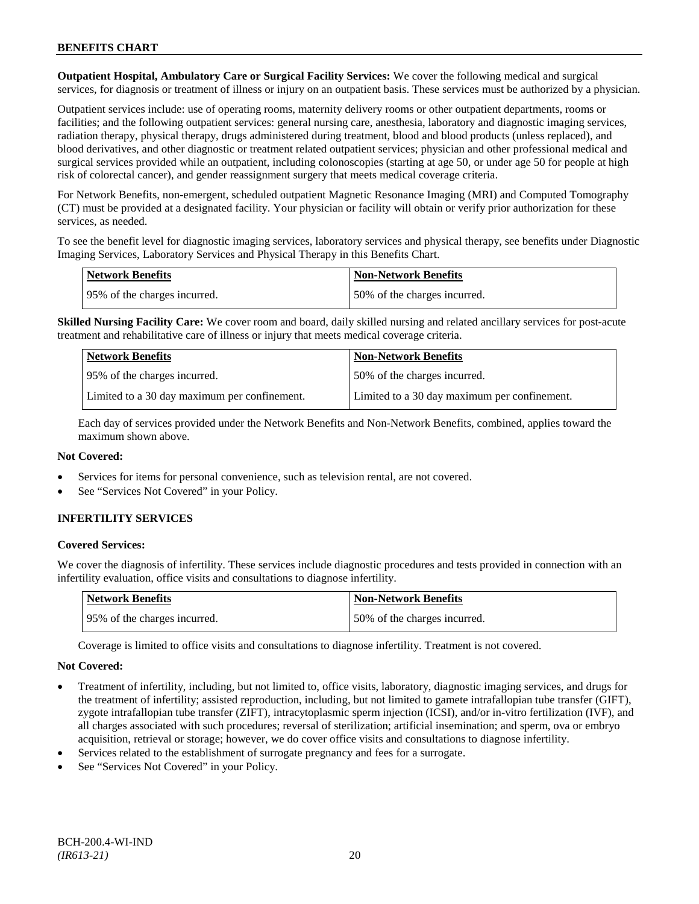**Outpatient Hospital, Ambulatory Care or Surgical Facility Services:** We cover the following medical and surgical services, for diagnosis or treatment of illness or injury on an outpatient basis. These services must be authorized by a physician.

Outpatient services include: use of operating rooms, maternity delivery rooms or other outpatient departments, rooms or facilities; and the following outpatient services: general nursing care, anesthesia, laboratory and diagnostic imaging services, radiation therapy, physical therapy, drugs administered during treatment, blood and blood products (unless replaced), and blood derivatives, and other diagnostic or treatment related outpatient services; physician and other professional medical and surgical services provided while an outpatient, including colonoscopies (starting at age 50, or under age 50 for people at high risk of colorectal cancer), and gender reassignment surgery that meets medical coverage criteria.

For Network Benefits, non-emergent, scheduled outpatient Magnetic Resonance Imaging (MRI) and Computed Tomography (CT) must be provided at a designated facility. Your physician or facility will obtain or verify prior authorization for these services, as needed.

To see the benefit level for diagnostic imaging services, laboratory services and physical therapy, see benefits under Diagnostic Imaging Services, Laboratory Services and Physical Therapy in this Benefits Chart.

| Network Benefits | Non-Network Benefits |
|---|---|
| 95% of the charges incurred. | 50% of the charges incurred. |

**Skilled Nursing Facility Care:** We cover room and board, daily skilled nursing and related ancillary services for post-acute treatment and rehabilitative care of illness or injury that meets medical coverage criteria.

| Network Benefits | Non-Network Benefits |
|---|---|
| 95% of the charges incurred. | 50% of the charges incurred. |
| Limited to a 30 day maximum per confinement. | Limited to a 30 day maximum per confinement. |

Each day of services provided under the Network Benefits and Non-Network Benefits, combined, applies toward the maximum shown above.

**Not Covered:**

- Services for items for personal convenience, such as television rental, are not covered.
- See "Services Not Covered" in your Policy.

**INFERTILITY SERVICES**

**Covered Services:**

We cover the diagnosis of infertility. These services include diagnostic procedures and tests provided in connection with an infertility evaluation, office visits and consultations to diagnose infertility.

| Network Benefits | Non-Network Benefits |
|---|---|
| 95% of the charges incurred. | 50% of the charges incurred. |

Coverage is limited to office visits and consultations to diagnose infertility. Treatment is not covered.

**Not Covered:**

- Treatment of infertility, including, but not limited to, office visits, laboratory, diagnostic imaging services, and drugs for the treatment of infertility; assisted reproduction, including, but not limited to gamete intrafallopian tube transfer (GIFT), zygote intrafallopian tube transfer (ZIFT), intracytoplasmic sperm injection (ICSI), and/or in-vitro fertilization (IVF), and all charges associated with such procedures; reversal of sterilization; artificial insemination; and sperm, ova or embryo acquisition, retrieval or storage; however, we do cover office visits and consultations to diagnose infertility.
- Services related to the establishment of surrogate pregnancy and fees for a surrogate.
- See "Services Not Covered" in your Policy.

BCH-200.4-WI-IND
*(IR613-21)*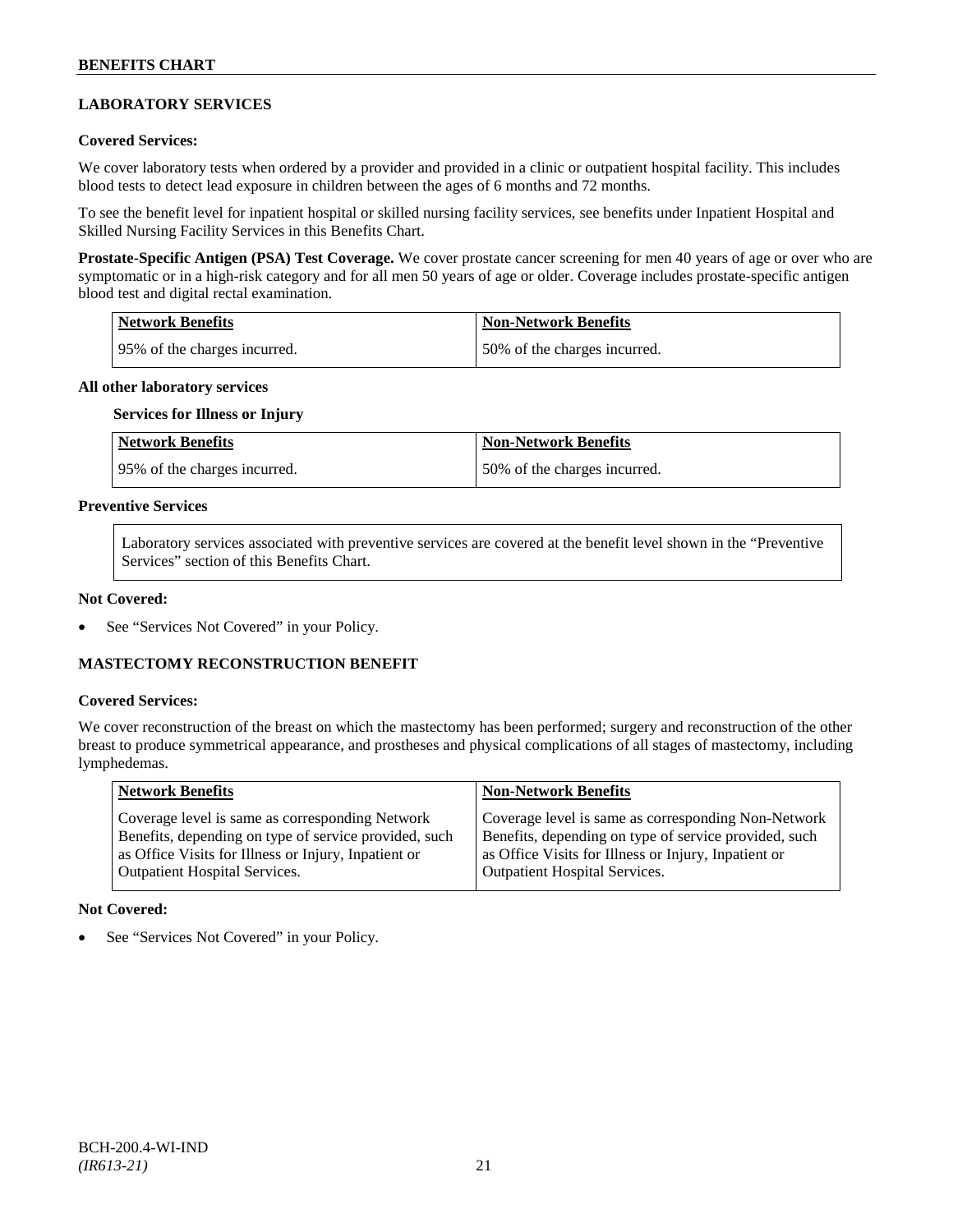## LABORATORY SERVICES

**Covered Services:**

We cover laboratory tests when ordered by a provider and provided in a clinic or outpatient hospital facility. This includes blood tests to detect lead exposure in children between the ages of 6 months and 72 months.

To see the benefit level for inpatient hospital or skilled nursing facility services, see benefits under Inpatient Hospital and Skilled Nursing Facility Services in this Benefits Chart.

**Prostate-Specific Antigen (PSA) Test Coverage.** We cover prostate cancer screening for men 40 years of age or over who are symptomatic or in a high-risk category and for all men 50 years of age or older. Coverage includes prostate-specific antigen blood test and digital rectal examination.

| Network Benefits | Non-Network Benefits |
|---|---|
| 95% of the charges incurred. | 50% of the charges incurred. |

**All other laboratory services**

**Services for Illness or Injury**

| Network Benefits | Non-Network Benefits |
|---|---|
| 95% of the charges incurred. | 50% of the charges incurred. |

**Preventive Services**

Laboratory services associated with preventive services are covered at the benefit level shown in the "Preventive Services" section of this Benefits Chart.

**Not Covered:**

- See "Services Not Covered" in your Policy.

## MASTECTOMY RECONSTRUCTION BENEFIT

**Covered Services:**

We cover reconstruction of the breast on which the mastectomy has been performed; surgery and reconstruction of the other breast to produce symmetrical appearance, and prostheses and physical complications of all stages of mastectomy, including lymphedemas.

| Network Benefits | Non-Network Benefits |
|---|---|
| Coverage level is same as corresponding Network Benefits, depending on type of service provided, such as Office Visits for Illness or Injury, Inpatient or Outpatient Hospital Services. | Coverage level is same as corresponding Non-Network Benefits, depending on type of service provided, such as Office Visits for Illness or Injury, Inpatient or Outpatient Hospital Services. |

**Not Covered:**

- See "Services Not Covered" in your Policy.

BCH-200.4-WI-IND
*(IR613-21)*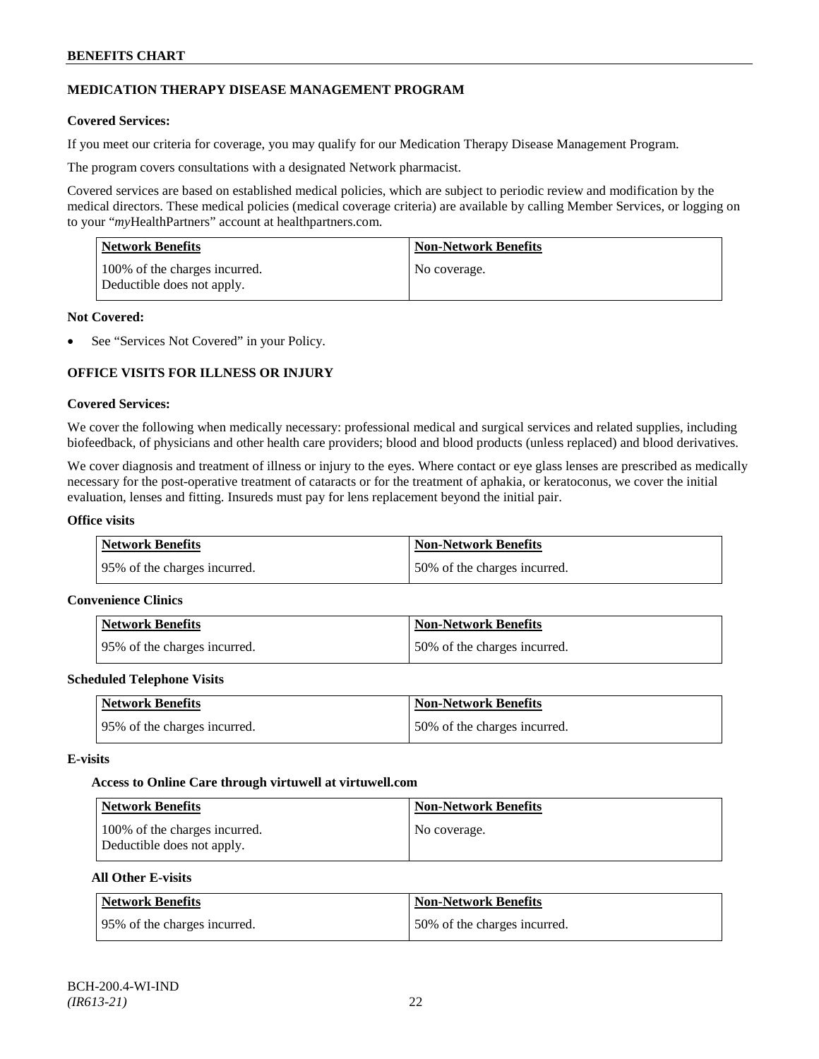## MEDICATION THERAPY DISEASE MANAGEMENT PROGRAM

**Covered Services:**

If you meet our criteria for coverage, you may qualify for our Medication Therapy Disease Management Program.

The program covers consultations with a designated Network pharmacist.

Covered services are based on established medical policies, which are subject to periodic review and modification by the medical directors. These medical policies (medical coverage criteria) are available by calling Member Services, or logging on to your "*my*HealthPartners" account at healthpartners.com.

| Network Benefits | Non-Network Benefits |
|---|---|
| 100% of the charges incurred. Deductible does not apply. | No coverage. |

**Not Covered:**

- See "Services Not Covered" in your Policy.

## OFFICE VISITS FOR ILLNESS OR INJURY

**Covered Services:**

We cover the following when medically necessary: professional medical and surgical services and related supplies, including biofeedback, of physicians and other health care providers; blood and blood products (unless replaced) and blood derivatives.

We cover diagnosis and treatment of illness or injury to the eyes. Where contact or eye glass lenses are prescribed as medically necessary for the post-operative treatment of cataracts or for the treatment of aphakia, or keratoconus, we cover the initial evaluation, lenses and fitting. Insureds must pay for lens replacement beyond the initial pair.

**Office visits**

| Network Benefits | Non-Network Benefits |
|---|---|
| 95% of the charges incurred. | 50% of the charges incurred. |

**Convenience Clinics**

| Network Benefits | Non-Network Benefits |
|---|---|
| 95% of the charges incurred. | 50% of the charges incurred. |

**Scheduled Telephone Visits**

| Network Benefits | Non-Network Benefits |
|---|---|
| 95% of the charges incurred. | 50% of the charges incurred. |

**E-visits**

**Access to Online Care through virtuwell at virtuwell.com**

| Network Benefits | Non-Network Benefits |
|---|---|
| 100% of the charges incurred. Deductible does not apply. | No coverage. |

**All Other E-visits**

| Network Benefits | Non-Network Benefits |
|---|---|
| 95% of the charges incurred. | 50% of the charges incurred. |

BCH-200.4-WI-IND
*(IR613-21)*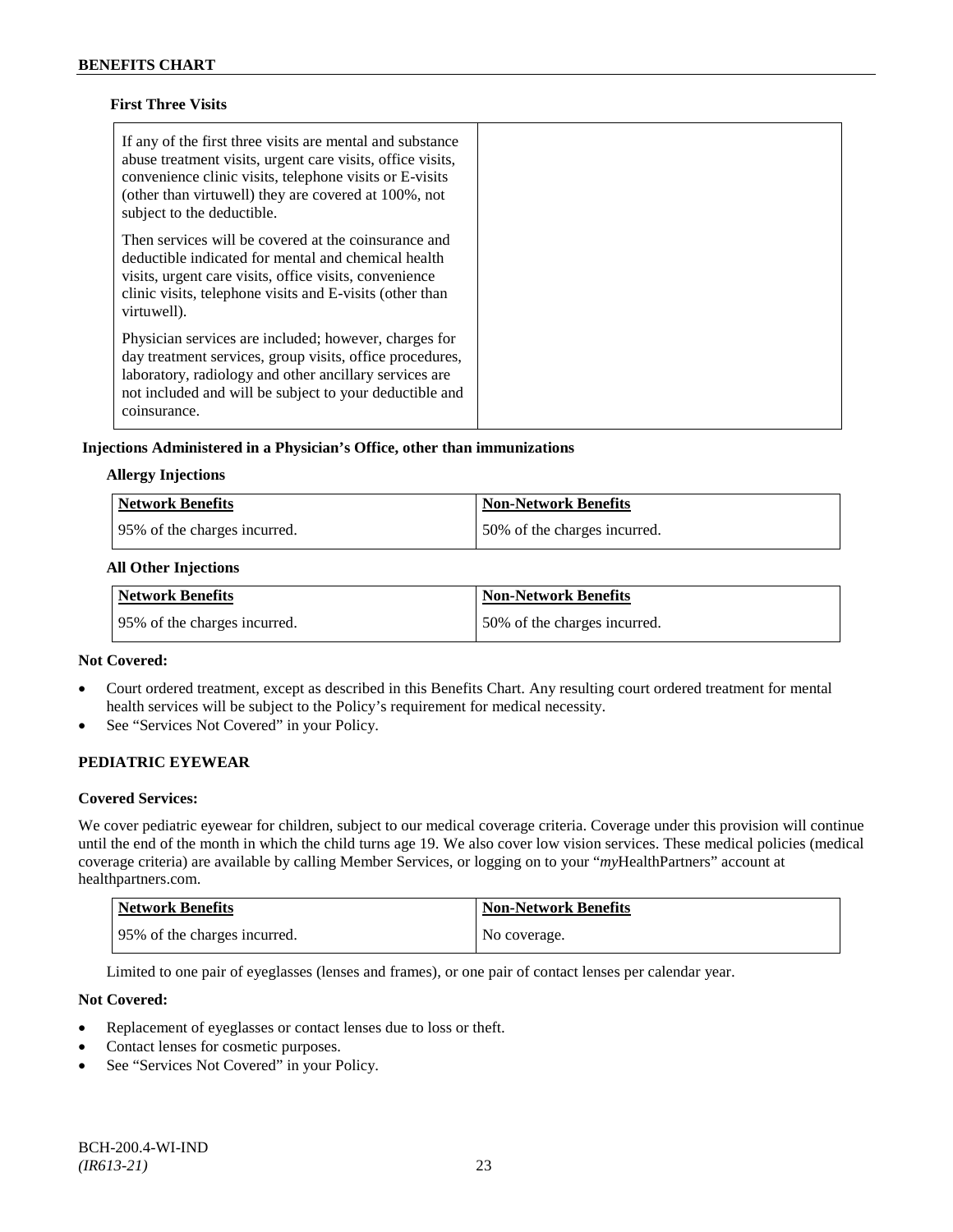**First Three Visits**

| | |
|---|---|
| If any of the first three visits are mental and substance abuse treatment visits, urgent care visits, office visits, convenience clinic visits, telephone visits or E-visits (other than virtuwell) they are covered at 100%, not subject to the deductible.<br><br>Then services will be covered at the coinsurance and deductible indicated for mental and chemical health visits, urgent care visits, office visits, convenience clinic visits, telephone visits and E-visits (other than virtuwell).<br><br>Physician services are included; however, charges for day treatment services, group visits, office procedures, laboratory, radiology and other ancillary services are not included and will be subject to your deductible and coinsurance. | |

**Injections Administered in a Physician's Office, other than immunizations**

**Allergy Injections**

| Network Benefits | Non-Network Benefits |
|---|---|
| 95% of the charges incurred. | 50% of the charges incurred. |

**All Other Injections**

| Network Benefits | Non-Network Benefits |
|---|---|
| 95% of the charges incurred. | 50% of the charges incurred. |

**Not Covered:**

- Court ordered treatment, except as described in this Benefits Chart. Any resulting court ordered treatment for mental health services will be subject to the Policy's requirement for medical necessity.
- See "Services Not Covered" in your Policy.

**PEDIATRIC EYEWEAR**

**Covered Services:**

We cover pediatric eyewear for children, subject to our medical coverage criteria. Coverage under this provision will continue until the end of the month in which the child turns age 19. We also cover low vision services. These medical policies (medical coverage criteria) are available by calling Member Services, or logging on to your "*my*HealthPartners" account at healthpartners.com.

| Network Benefits | Non-Network Benefits |
|---|---|
| 95% of the charges incurred. | No coverage. |

Limited to one pair of eyeglasses (lenses and frames), or one pair of contact lenses per calendar year.

**Not Covered:**

- Replacement of eyeglasses or contact lenses due to loss or theft.
- Contact lenses for cosmetic purposes.
- See "Services Not Covered" in your Policy.

BCH-200.4-WI-IND
*(IR613-21)*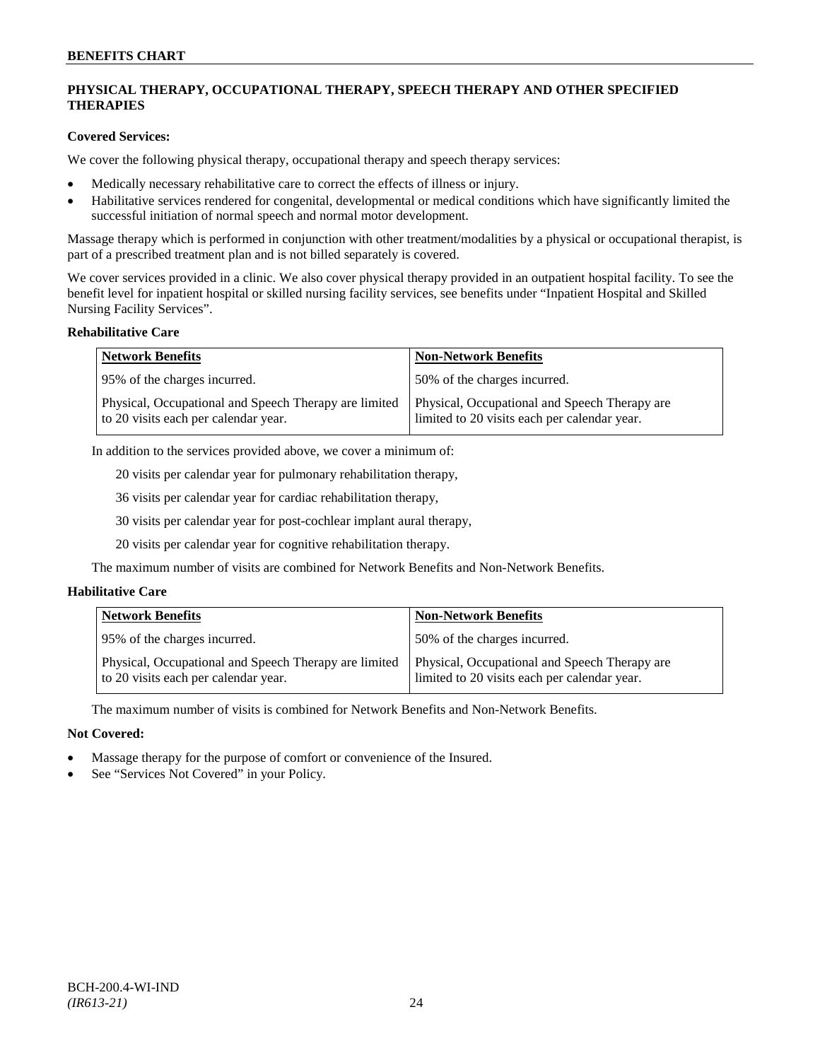## PHYSICAL THERAPY, OCCUPATIONAL THERAPY, SPEECH THERAPY AND OTHER SPECIFIED THERAPIES

**Covered Services:**

We cover the following physical therapy, occupational therapy and speech therapy services:

- Medically necessary rehabilitative care to correct the effects of illness or injury.
- Habilitative services rendered for congenital, developmental or medical conditions which have significantly limited the successful initiation of normal speech and normal motor development.

Massage therapy which is performed in conjunction with other treatment/modalities by a physical or occupational therapist, is part of a prescribed treatment plan and is not billed separately is covered.

We cover services provided in a clinic. We also cover physical therapy provided in an outpatient hospital facility. To see the benefit level for inpatient hospital or skilled nursing facility services, see benefits under "Inpatient Hospital and Skilled Nursing Facility Services".

**Rehabilitative Care**

| Network Benefits | Non-Network Benefits |
|---|---|
| 95% of the charges incurred. | 50% of the charges incurred. |
| Physical, Occupational and Speech Therapy are limited to 20 visits each per calendar year. | Physical, Occupational and Speech Therapy are limited to 20 visits each per calendar year. |

In addition to the services provided above, we cover a minimum of:

20 visits per calendar year for pulmonary rehabilitation therapy,

36 visits per calendar year for cardiac rehabilitation therapy,

30 visits per calendar year for post-cochlear implant aural therapy,

20 visits per calendar year for cognitive rehabilitation therapy.

The maximum number of visits are combined for Network Benefits and Non-Network Benefits.

**Habilitative Care**

| Network Benefits | Non-Network Benefits |
|---|---|
| 95% of the charges incurred. | 50% of the charges incurred. |
| Physical, Occupational and Speech Therapy are limited to 20 visits each per calendar year. | Physical, Occupational and Speech Therapy are limited to 20 visits each per calendar year. |

The maximum number of visits is combined for Network Benefits and Non-Network Benefits.

**Not Covered:**

- Massage therapy for the purpose of comfort or convenience of the Insured.
- See "Services Not Covered" in your Policy.

BCH-200.4-WI-IND
*(IR613-21)*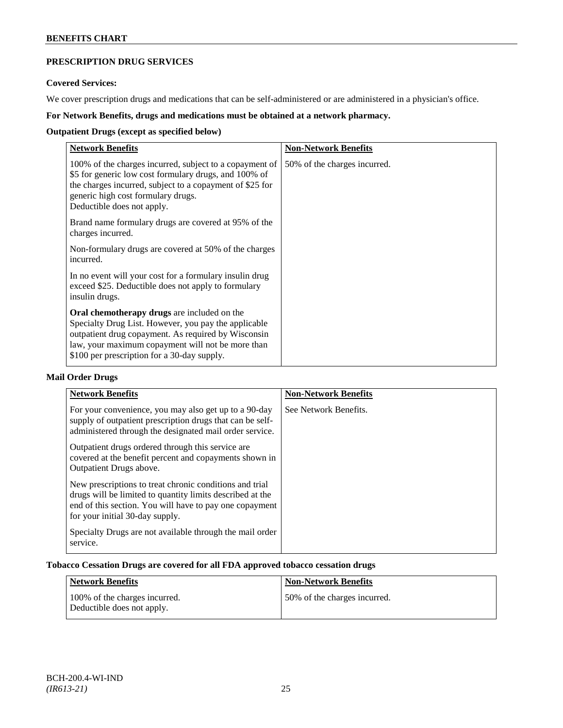## PRESCRIPTION DRUG SERVICES

**Covered Services:**

We cover prescription drugs and medications that can be self-administered or are administered in a physician's office.

**For Network Benefits, drugs and medications must be obtained at a network pharmacy.**

**Outpatient Drugs (except as specified below)**

| Network Benefits | Non-Network Benefits |
|---|---|
| 100% of the charges incurred, subject to a copayment of \$5 for generic low cost formulary drugs, and 100% of the charges incurred, subject to a copayment of \$25 for generic high cost formulary drugs.<br>Deductible does not apply.<br><br>Brand name formulary drugs are covered at 95% of the charges incurred.<br><br>Non-formulary drugs are covered at 50% of the charges incurred.<br><br>In no event will your cost for a formulary insulin drug exceed \$25. Deductible does not apply to formulary insulin drugs.<br><br>**Oral chemotherapy drugs** are included on the Specialty Drug List. However, you pay the applicable outpatient drug copayment. As required by Wisconsin law, your maximum copayment will not be more than \$100 per prescription for a 30-day supply. | 50% of the charges incurred. |

**Mail Order Drugs**

| Network Benefits | Non-Network Benefits |
|---|---|
| For your convenience, you may also get up to a 90-day supply of outpatient prescription drugs that can be self-administered through the designated mail order service.<br><br>Outpatient drugs ordered through this service are covered at the benefit percent and copayments shown in Outpatient Drugs above.<br><br>New prescriptions to treat chronic conditions and trial drugs will be limited to quantity limits described at the end of this section. You will have to pay one copayment for your initial 30-day supply.<br><br>Specialty Drugs are not available through the mail order service. | See Network Benefits. |

**Tobacco Cessation Drugs are covered for all FDA approved tobacco cessation drugs**

| Network Benefits | Non-Network Benefits |
|---|---|
| 100% of the charges incurred.<br>Deductible does not apply. | 50% of the charges incurred. |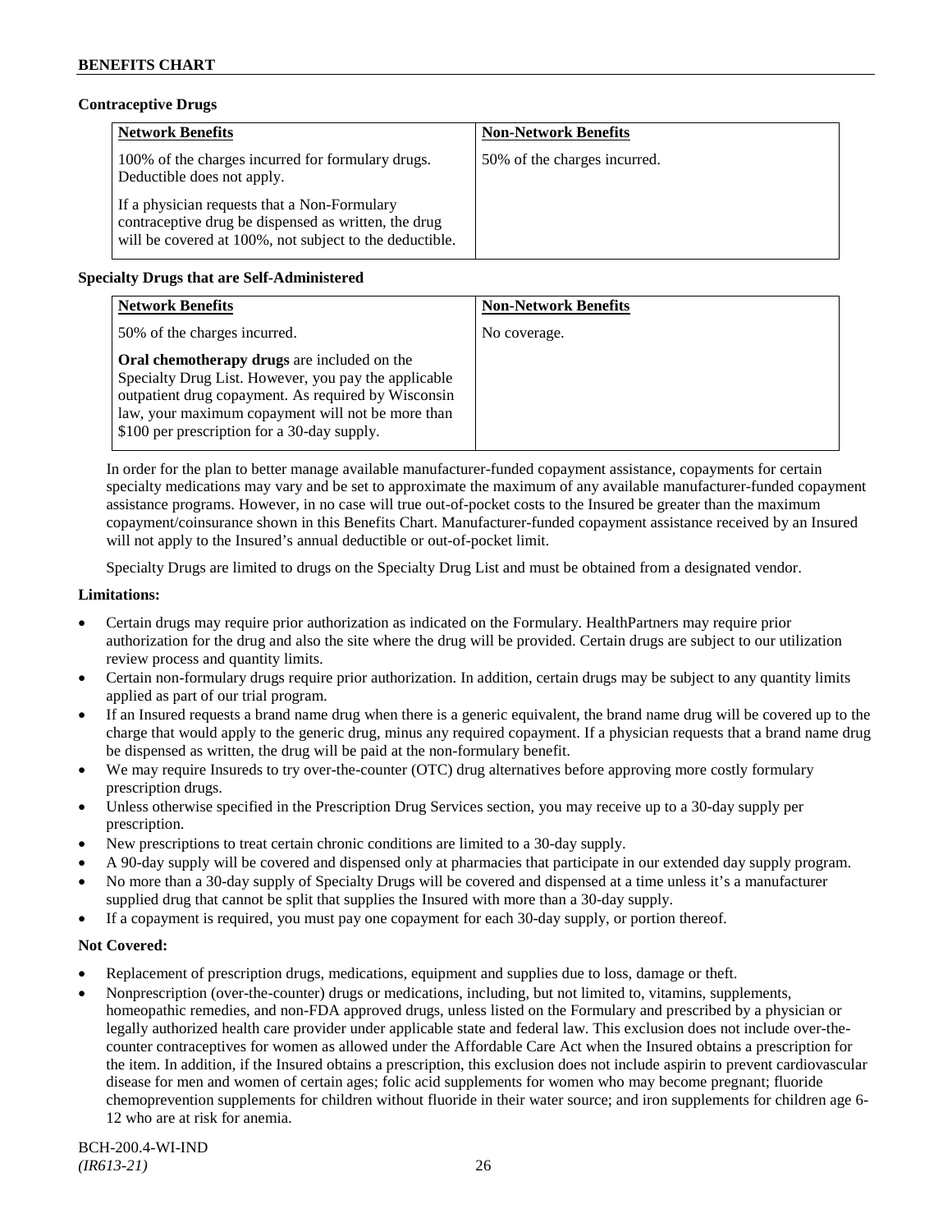**Contraceptive Drugs**

| Network Benefits | Non-Network Benefits |
|---|---|
| 100% of the charges incurred for formulary drugs. Deductible does not apply.<br><br>If a physician requests that a Non-Formulary contraceptive drug be dispensed as written, the drug will be covered at 100%, not subject to the deductible. | 50% of the charges incurred. |

**Specialty Drugs that are Self-Administered**

| Network Benefits | Non-Network Benefits |
|---|---|
| 50% of the charges incurred.<br><br>**Oral chemotherapy drugs** are included on the Specialty Drug List. However, you pay the applicable outpatient drug copayment. As required by Wisconsin law, your maximum copayment will not be more than $100 per prescription for a 30-day supply. | No coverage. |

In order for the plan to better manage available manufacturer-funded copayment assistance, copayments for certain specialty medications may vary and be set to approximate the maximum of any available manufacturer-funded copayment assistance programs. However, in no case will true out-of-pocket costs to the Insured be greater than the maximum copayment/coinsurance shown in this Benefits Chart. Manufacturer-funded copayment assistance received by an Insured will not apply to the Insured's annual deductible or out-of-pocket limit.

Specialty Drugs are limited to drugs on the Specialty Drug List and must be obtained from a designated vendor.

**Limitations:**

- Certain drugs may require prior authorization as indicated on the Formulary. HealthPartners may require prior authorization for the drug and also the site where the drug will be provided. Certain drugs are subject to our utilization review process and quantity limits.
- Certain non-formulary drugs require prior authorization. In addition, certain drugs may be subject to any quantity limits applied as part of our trial program.
- If an Insured requests a brand name drug when there is a generic equivalent, the brand name drug will be covered up to the charge that would apply to the generic drug, minus any required copayment. If a physician requests that a brand name drug be dispensed as written, the drug will be paid at the non-formulary benefit.
- We may require Insureds to try over-the-counter (OTC) drug alternatives before approving more costly formulary prescription drugs.
- Unless otherwise specified in the Prescription Drug Services section, you may receive up to a 30-day supply per prescription.
- New prescriptions to treat certain chronic conditions are limited to a 30-day supply.
- A 90-day supply will be covered and dispensed only at pharmacies that participate in our extended day supply program.
- No more than a 30-day supply of Specialty Drugs will be covered and dispensed at a time unless it's a manufacturer supplied drug that cannot be split that supplies the Insured with more than a 30-day supply.
- If a copayment is required, you must pay one copayment for each 30-day supply, or portion thereof.

**Not Covered:**

- Replacement of prescription drugs, medications, equipment and supplies due to loss, damage or theft.
- Nonprescription (over-the-counter) drugs or medications, including, but not limited to, vitamins, supplements, homeopathic remedies, and non-FDA approved drugs, unless listed on the Formulary and prescribed by a physician or legally authorized health care provider under applicable state and federal law. This exclusion does not include over-the-counter contraceptives for women as allowed under the Affordable Care Act when the Insured obtains a prescription for the item. In addition, if the Insured obtains a prescription, this exclusion does not include aspirin to prevent cardiovascular disease for men and women of certain ages; folic acid supplements for women who may become pregnant; fluoride chemoprevention supplements for children without fluoride in their water source; and iron supplements for children age 6-12 who are at risk for anemia.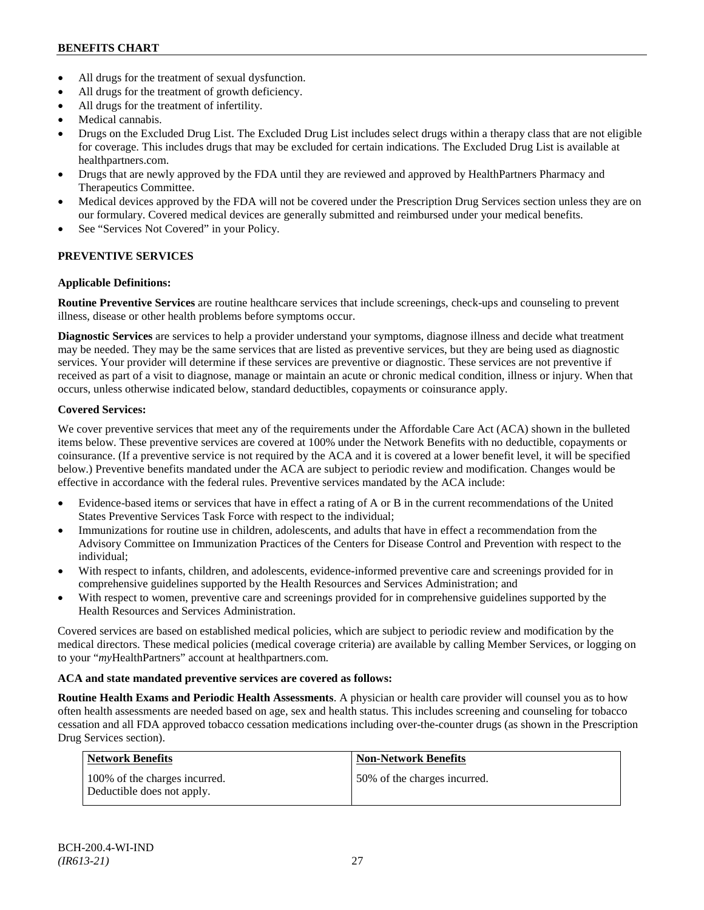- All drugs for the treatment of sexual dysfunction.
- All drugs for the treatment of growth deficiency.
- All drugs for the treatment of infertility.
- Medical cannabis.
- Drugs on the Excluded Drug List. The Excluded Drug List includes select drugs within a therapy class that are not eligible for coverage. This includes drugs that may be excluded for certain indications. The Excluded Drug List is available at healthpartners.com.
- Drugs that are newly approved by the FDA until they are reviewed and approved by HealthPartners Pharmacy and Therapeutics Committee.
- Medical devices approved by the FDA will not be covered under the Prescription Drug Services section unless they are on our formulary. Covered medical devices are generally submitted and reimbursed under your medical benefits.
- See "Services Not Covered" in your Policy.

## PREVENTIVE SERVICES

**Applicable Definitions:**

**Routine Preventive Services** are routine healthcare services that include screenings, check-ups and counseling to prevent illness, disease or other health problems before symptoms occur.

**Diagnostic Services** are services to help a provider understand your symptoms, diagnose illness and decide what treatment may be needed. They may be the same services that are listed as preventive services, but they are being used as diagnostic services. Your provider will determine if these services are preventive or diagnostic. These services are not preventive if received as part of a visit to diagnose, manage or maintain an acute or chronic medical condition, illness or injury. When that occurs, unless otherwise indicated below, standard deductibles, copayments or coinsurance apply.

**Covered Services:**

We cover preventive services that meet any of the requirements under the Affordable Care Act (ACA) shown in the bulleted items below. These preventive services are covered at 100% under the Network Benefits with no deductible, copayments or coinsurance. (If a preventive service is not required by the ACA and it is covered at a lower benefit level, it will be specified below.) Preventive benefits mandated under the ACA are subject to periodic review and modification. Changes would be effective in accordance with the federal rules. Preventive services mandated by the ACA include:

- Evidence-based items or services that have in effect a rating of A or B in the current recommendations of the United States Preventive Services Task Force with respect to the individual;
- Immunizations for routine use in children, adolescents, and adults that have in effect a recommendation from the Advisory Committee on Immunization Practices of the Centers for Disease Control and Prevention with respect to the individual;
- With respect to infants, children, and adolescents, evidence-informed preventive care and screenings provided for in comprehensive guidelines supported by the Health Resources and Services Administration; and
- With respect to women, preventive care and screenings provided for in comprehensive guidelines supported by the Health Resources and Services Administration.

Covered services are based on established medical policies, which are subject to periodic review and modification by the medical directors. These medical policies (medical coverage criteria) are available by calling Member Services, or logging on to your "*my*HealthPartners" account at healthpartners.com.

**ACA and state mandated preventive services are covered as follows:**

**Routine Health Exams and Periodic Health Assessments**. A physician or health care provider will counsel you as to how often health assessments are needed based on age, sex and health status. This includes screening and counseling for tobacco cessation and all FDA approved tobacco cessation medications including over-the-counter drugs (as shown in the Prescription Drug Services section).

| Network Benefits | Non-Network Benefits |
|---|---|
| 100% of the charges incurred. Deductible does not apply. | 50% of the charges incurred. |

BCH-200.4-WI-IND
*(IR613-21)*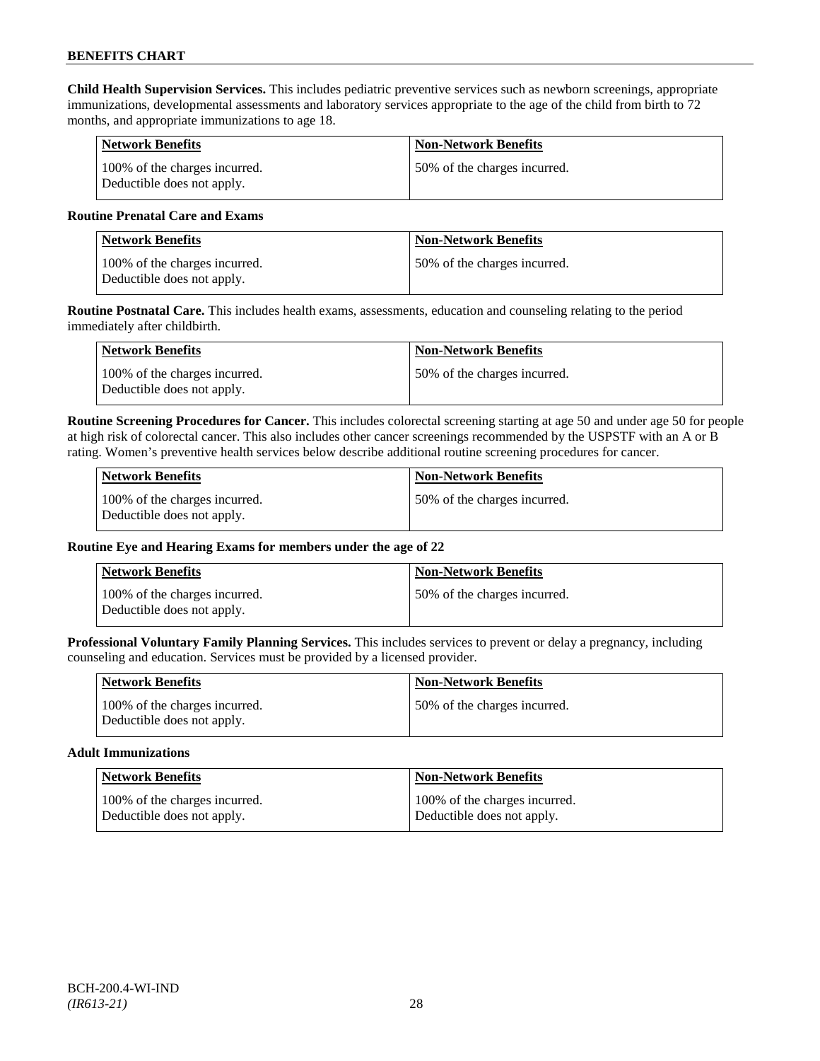**Child Health Supervision Services.** This includes pediatric preventive services such as newborn screenings, appropriate immunizations, developmental assessments and laboratory services appropriate to the age of the child from birth to 72 months, and appropriate immunizations to age 18.

| Network Benefits | Non-Network Benefits |
|---|---|
| 100% of the charges incurred. Deductible does not apply. | 50% of the charges incurred. |

**Routine Prenatal Care and Exams**

| Network Benefits | Non-Network Benefits |
|---|---|
| 100% of the charges incurred. Deductible does not apply. | 50% of the charges incurred. |

**Routine Postnatal Care.** This includes health exams, assessments, education and counseling relating to the period immediately after childbirth.

| Network Benefits | Non-Network Benefits |
|---|---|
| 100% of the charges incurred. Deductible does not apply. | 50% of the charges incurred. |

**Routine Screening Procedures for Cancer.** This includes colorectal screening starting at age 50 and under age 50 for people at high risk of colorectal cancer. This also includes other cancer screenings recommended by the USPSTF with an A or B rating. Women's preventive health services below describe additional routine screening procedures for cancer.

| Network Benefits | Non-Network Benefits |
|---|---|
| 100% of the charges incurred. Deductible does not apply. | 50% of the charges incurred. |

**Routine Eye and Hearing Exams for members under the age of 22**

| Network Benefits | Non-Network Benefits |
|---|---|
| 100% of the charges incurred. Deductible does not apply. | 50% of the charges incurred. |

**Professional Voluntary Family Planning Services.** This includes services to prevent or delay a pregnancy, including counseling and education. Services must be provided by a licensed provider.

| Network Benefits | Non-Network Benefits |
|---|---|
| 100% of the charges incurred. Deductible does not apply. | 50% of the charges incurred. |

**Adult Immunizations**

| Network Benefits | Non-Network Benefits |
|---|---|
| 100% of the charges incurred. Deductible does not apply. | 100% of the charges incurred. Deductible does not apply. |

BCH-200.4-WI-IND
*(IR613-21)*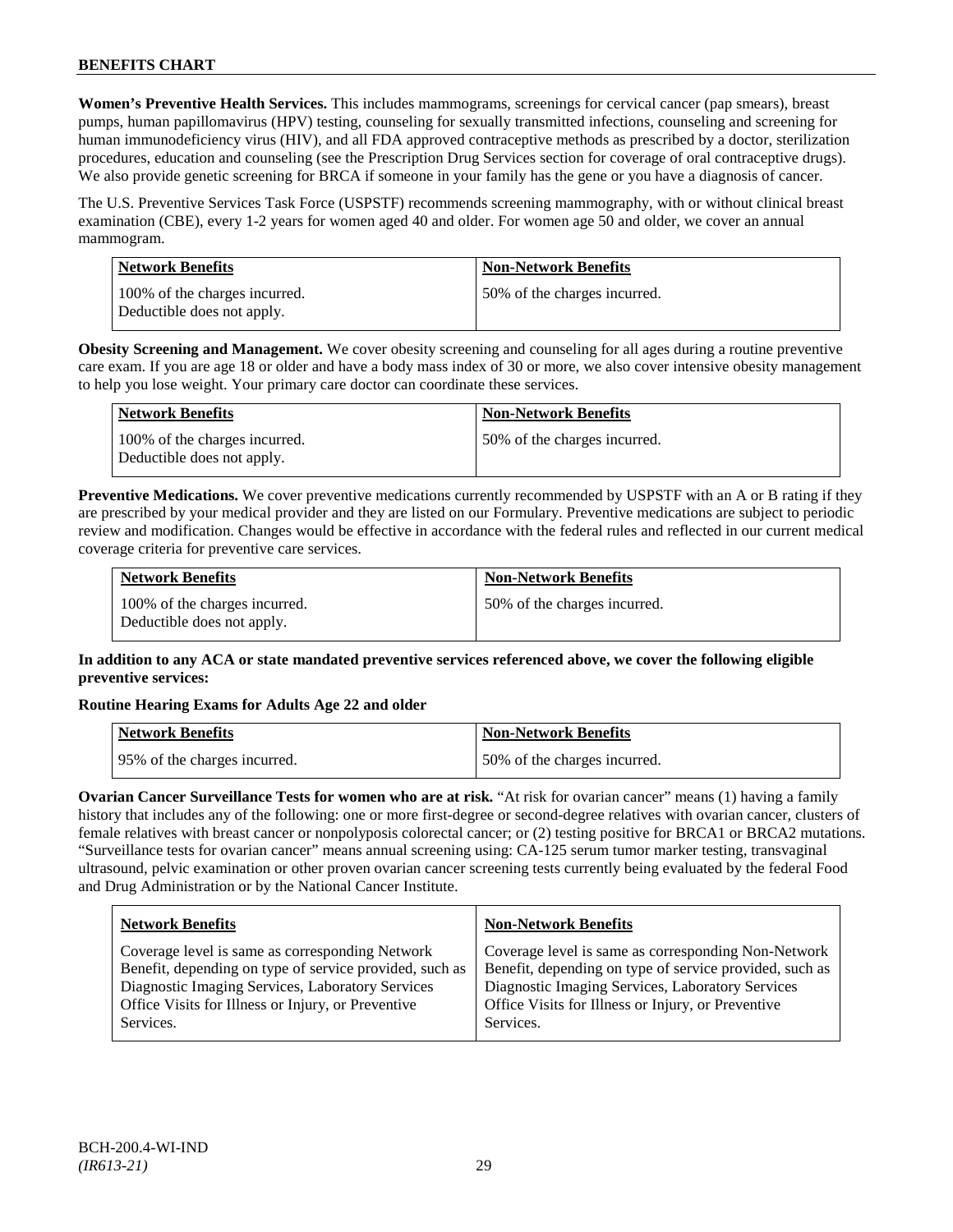**Women's Preventive Health Services.** This includes mammograms, screenings for cervical cancer (pap smears), breast pumps, human papillomavirus (HPV) testing, counseling for sexually transmitted infections, counseling and screening for human immunodeficiency virus (HIV), and all FDA approved contraceptive methods as prescribed by a doctor, sterilization procedures, education and counseling (see the Prescription Drug Services section for coverage of oral contraceptive drugs). We also provide genetic screening for BRCA if someone in your family has the gene or you have a diagnosis of cancer.

The U.S. Preventive Services Task Force (USPSTF) recommends screening mammography, with or without clinical breast examination (CBE), every 1-2 years for women aged 40 and older. For women age 50 and older, we cover an annual mammogram.

| Network Benefits | Non-Network Benefits |
|---|---|
| 100% of the charges incurred. Deductible does not apply. | 50% of the charges incurred. |

**Obesity Screening and Management.** We cover obesity screening and counseling for all ages during a routine preventive care exam. If you are age 18 or older and have a body mass index of 30 or more, we also cover intensive obesity management to help you lose weight. Your primary care doctor can coordinate these services.

| Network Benefits | Non-Network Benefits |
|---|---|
| 100% of the charges incurred. Deductible does not apply. | 50% of the charges incurred. |

**Preventive Medications.** We cover preventive medications currently recommended by USPSTF with an A or B rating if they are prescribed by your medical provider and they are listed on our Formulary. Preventive medications are subject to periodic review and modification. Changes would be effective in accordance with the federal rules and reflected in our current medical coverage criteria for preventive care services.

| Network Benefits | Non-Network Benefits |
|---|---|
| 100% of the charges incurred. Deductible does not apply. | 50% of the charges incurred. |

**In addition to any ACA or state mandated preventive services referenced above, we cover the following eligible preventive services:**

**Routine Hearing Exams for Adults Age 22 and older**

| Network Benefits | Non-Network Benefits |
|---|---|
| 95% of the charges incurred. | 50% of the charges incurred. |

**Ovarian Cancer Surveillance Tests for women who are at risk.** "At risk for ovarian cancer" means (1) having a family history that includes any of the following: one or more first-degree or second-degree relatives with ovarian cancer, clusters of female relatives with breast cancer or nonpolyposis colorectal cancer; or (2) testing positive for BRCA1 or BRCA2 mutations. "Surveillance tests for ovarian cancer" means annual screening using: CA-125 serum tumor marker testing, transvaginal ultrasound, pelvic examination or other proven ovarian cancer screening tests currently being evaluated by the federal Food and Drug Administration or by the National Cancer Institute.

| Network Benefits | Non-Network Benefits |
|---|---|
| Coverage level is same as corresponding Network Benefit, depending on type of service provided, such as Diagnostic Imaging Services, Laboratory Services Office Visits for Illness or Injury, or Preventive Services. | Coverage level is same as corresponding Non-Network Benefit, depending on type of service provided, such as Diagnostic Imaging Services, Laboratory Services Office Visits for Illness or Injury, or Preventive Services. |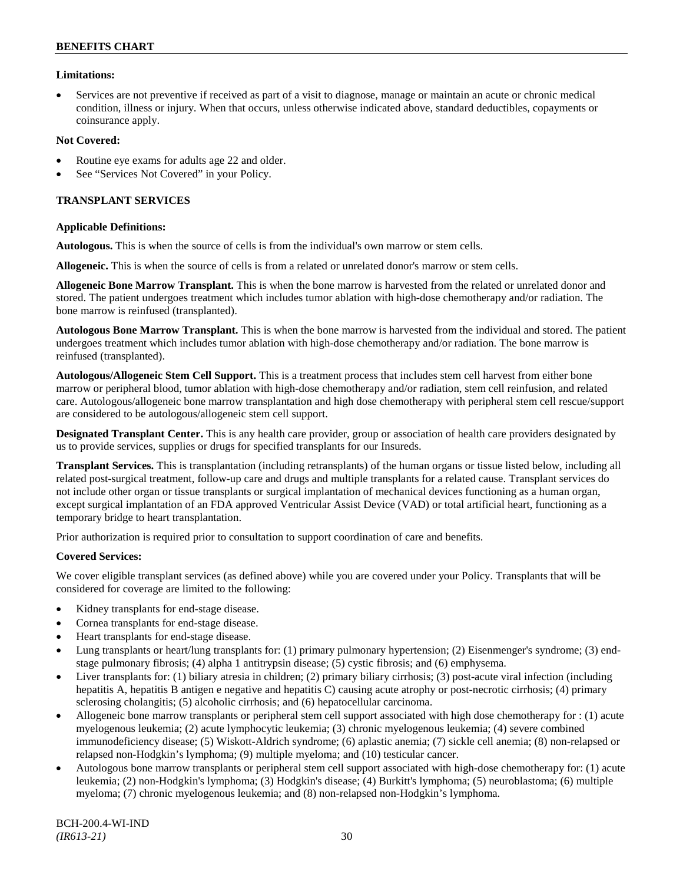**Limitations:**

- Services are not preventive if received as part of a visit to diagnose, manage or maintain an acute or chronic medical condition, illness or injury. When that occurs, unless otherwise indicated above, standard deductibles, copayments or coinsurance apply.

**Not Covered:**

- Routine eye exams for adults age 22 and older.
- See "Services Not Covered" in your Policy.

**TRANSPLANT SERVICES**

**Applicable Definitions:**

**Autologous.** This is when the source of cells is from the individual's own marrow or stem cells.

**Allogeneic.** This is when the source of cells is from a related or unrelated donor's marrow or stem cells.

**Allogeneic Bone Marrow Transplant.** This is when the bone marrow is harvested from the related or unrelated donor and stored. The patient undergoes treatment which includes tumor ablation with high-dose chemotherapy and/or radiation. The bone marrow is reinfused (transplanted).

**Autologous Bone Marrow Transplant.** This is when the bone marrow is harvested from the individual and stored. The patient undergoes treatment which includes tumor ablation with high-dose chemotherapy and/or radiation. The bone marrow is reinfused (transplanted).

**Autologous/Allogeneic Stem Cell Support.** This is a treatment process that includes stem cell harvest from either bone marrow or peripheral blood, tumor ablation with high-dose chemotherapy and/or radiation, stem cell reinfusion, and related care. Autologous/allogeneic bone marrow transplantation and high dose chemotherapy with peripheral stem cell rescue/support are considered to be autologous/allogeneic stem cell support.

**Designated Transplant Center.** This is any health care provider, group or association of health care providers designated by us to provide services, supplies or drugs for specified transplants for our Insureds.

**Transplant Services.** This is transplantation (including retransplants) of the human organs or tissue listed below, including all related post-surgical treatment, follow-up care and drugs and multiple transplants for a related cause. Transplant services do not include other organ or tissue transplants or surgical implantation of mechanical devices functioning as a human organ, except surgical implantation of an FDA approved Ventricular Assist Device (VAD) or total artificial heart, functioning as a temporary bridge to heart transplantation.

Prior authorization is required prior to consultation to support coordination of care and benefits.

**Covered Services:**

We cover eligible transplant services (as defined above) while you are covered under your Policy. Transplants that will be considered for coverage are limited to the following:

- Kidney transplants for end-stage disease.
- Cornea transplants for end-stage disease.
- Heart transplants for end-stage disease.
- Lung transplants or heart/lung transplants for: (1) primary pulmonary hypertension; (2) Eisenmenger's syndrome; (3) end-stage pulmonary fibrosis; (4) alpha 1 antitrypsin disease; (5) cystic fibrosis; and (6) emphysema.
- Liver transplants for: (1) biliary atresia in children; (2) primary biliary cirrhosis; (3) post-acute viral infection (including hepatitis A, hepatitis B antigen e negative and hepatitis C) causing acute atrophy or post-necrotic cirrhosis; (4) primary sclerosing cholangitis; (5) alcoholic cirrhosis; and (6) hepatocellular carcinoma.
- Allogeneic bone marrow transplants or peripheral stem cell support associated with high dose chemotherapy for : (1) acute myelogenous leukemia; (2) acute lymphocytic leukemia; (3) chronic myelogenous leukemia; (4) severe combined immunodeficiency disease; (5) Wiskott-Aldrich syndrome; (6) aplastic anemia; (7) sickle cell anemia; (8) non-relapsed or relapsed non-Hodgkin's lymphoma; (9) multiple myeloma; and (10) testicular cancer.
- Autologous bone marrow transplants or peripheral stem cell support associated with high-dose chemotherapy for: (1) acute leukemia; (2) non-Hodgkin's lymphoma; (3) Hodgkin's disease; (4) Burkitt's lymphoma; (5) neuroblastoma; (6) multiple myeloma; (7) chronic myelogenous leukemia; and (8) non-relapsed non-Hodgkin's lymphoma.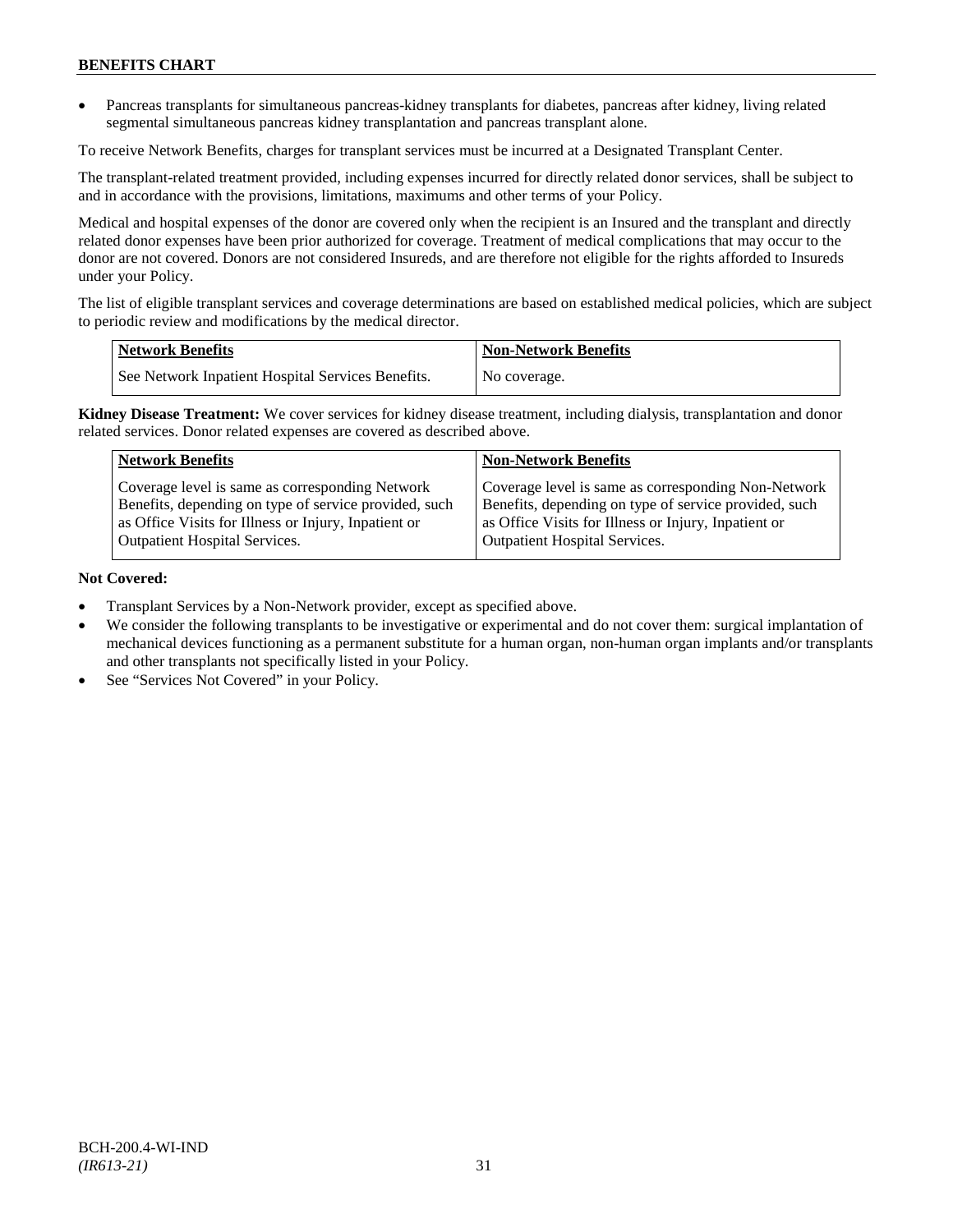- Pancreas transplants for simultaneous pancreas-kidney transplants for diabetes, pancreas after kidney, living related segmental simultaneous pancreas kidney transplantation and pancreas transplant alone.

To receive Network Benefits, charges for transplant services must be incurred at a Designated Transplant Center.

The transplant-related treatment provided, including expenses incurred for directly related donor services, shall be subject to and in accordance with the provisions, limitations, maximums and other terms of your Policy.

Medical and hospital expenses of the donor are covered only when the recipient is an Insured and the transplant and directly related donor expenses have been prior authorized for coverage. Treatment of medical complications that may occur to the donor are not covered. Donors are not considered Insureds, and are therefore not eligible for the rights afforded to Insureds under your Policy.

The list of eligible transplant services and coverage determinations are based on established medical policies, which are subject to periodic review and modifications by the medical director.

| Network Benefits | Non-Network Benefits |
|---|---|
| See Network Inpatient Hospital Services Benefits. | No coverage. |

**Kidney Disease Treatment:** We cover services for kidney disease treatment, including dialysis, transplantation and donor related services. Donor related expenses are covered as described above.

| Network Benefits | Non-Network Benefits |
|---|---|
| Coverage level is same as corresponding Network Benefits, depending on type of service provided, such as Office Visits for Illness or Injury, Inpatient or Outpatient Hospital Services. | Coverage level is same as corresponding Non-Network Benefits, depending on type of service provided, such as Office Visits for Illness or Injury, Inpatient or Outpatient Hospital Services. |

**Not Covered:**

- Transplant Services by a Non-Network provider, except as specified above.
- We consider the following transplants to be investigative or experimental and do not cover them: surgical implantation of mechanical devices functioning as a permanent substitute for a human organ, non-human organ implants and/or transplants and other transplants not specifically listed in your Policy.
- See "Services Not Covered" in your Policy.

BCH-200.4-WI-IND
*(IR613-21)*